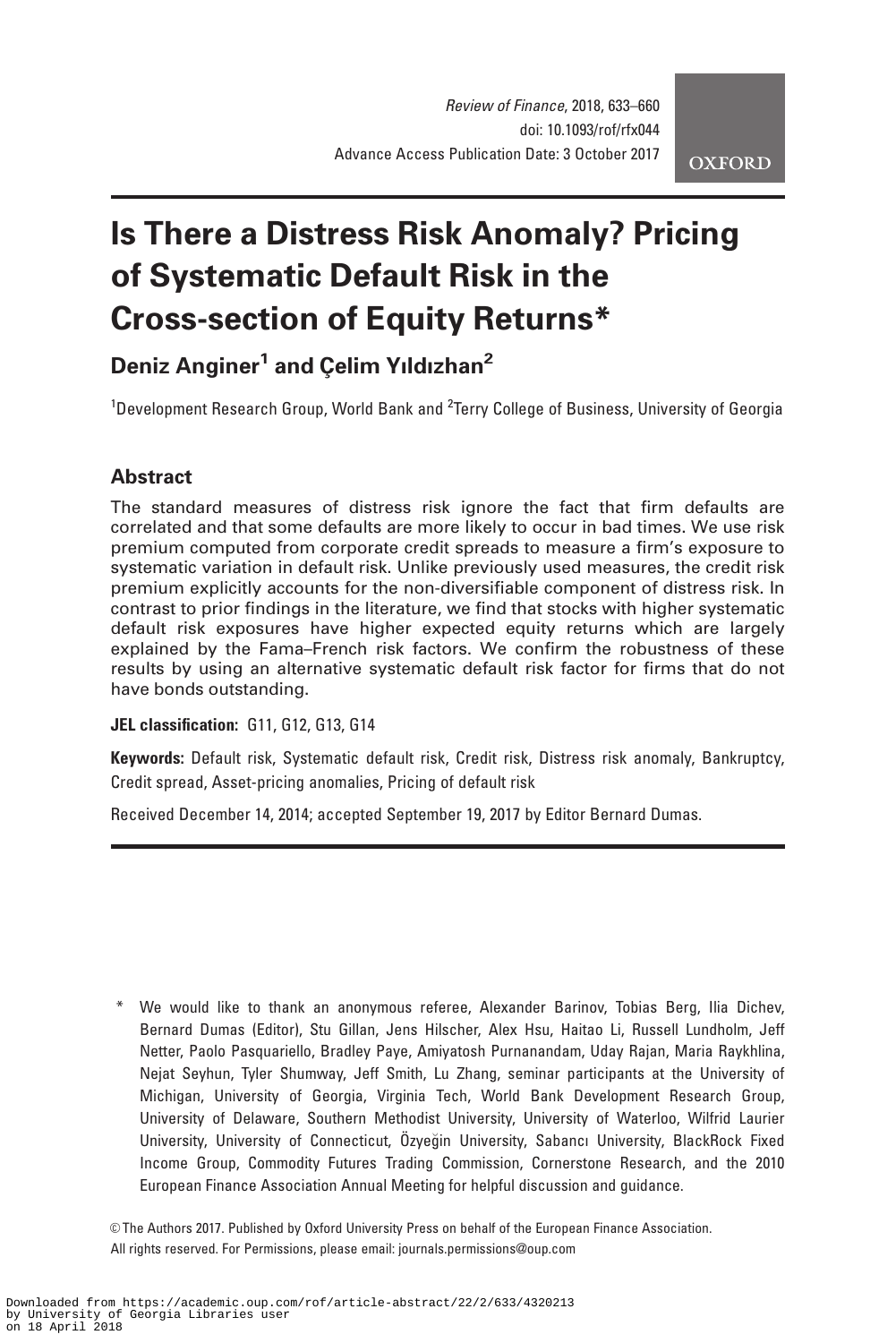# Is There a Distress Risk Anomaly? Pricing of Systematic Default Risk in the Cross-section of Equity Returns*

**Deniz Anginer[1] and Çelim Yıldızhan[2]**

[1]Development Research Group, World Bank and [2]Terry College of Business, University of Georgia

## Abstract

The standard measures of distress risk ignore the fact that firm defaults are correlated and that some defaults are more likely to occur in bad times. We use risk premium computed from corporate credit spreads to measure a firm's exposure to systematic variation in default risk. Unlike previously used measures, the credit risk premium explicitly accounts for the non-diversifiable component of distress risk. In contrast to prior findings in the literature, we find that stocks with higher systematic default risk exposures have higher expected equity returns which are largely explained by the Fama–French risk factors. We confirm the robustness of these results by using an alternative systematic default risk factor for firms that do not have bonds outstanding.

**JEL classification:** G11, G12, G13, G14

**Keywords:** Default risk, Systematic default risk, Credit risk, Distress risk anomaly, Bankruptcy, Credit spread, Asset-pricing anomalies, Pricing of default risk

Received December 14, 2014; accepted September 19, 2017 by Editor Bernard Dumas.

---

\* We would like to thank an anonymous referee, Alexander Barinov, Tobias Berg, Ilia Dichev, Bernard Dumas (Editor), Stu Gillan, Jens Hilscher, Alex Hsu, Haitao Li, Russell Lundholm, Jeff Netter, Paolo Pasquariello, Bradley Paye, Amiyatosh Purnanandam, Uday Rajan, Maria Raykhlina, Nejat Seyhun, Tyler Shumway, Jeff Smith, Lu Zhang, seminar participants at the University of Michigan, University of Georgia, Virginia Tech, World Bank Development Research Group, University of Delaware, Southern Methodist University, University of Waterloo, Wilfrid Laurier University, University of Connecticut, Özyeğin University, Sabancı University, BlackRock Fixed Income Group, Commodity Futures Trading Commission, Cornerstone Research, and the 2010 European Finance Association Annual Meeting for helpful discussion and guidance.

© The Authors 2017. Published by Oxford University Press on behalf of the European Finance Association. All rights reserved. For Permissions, please email: journals.permissions@oup.com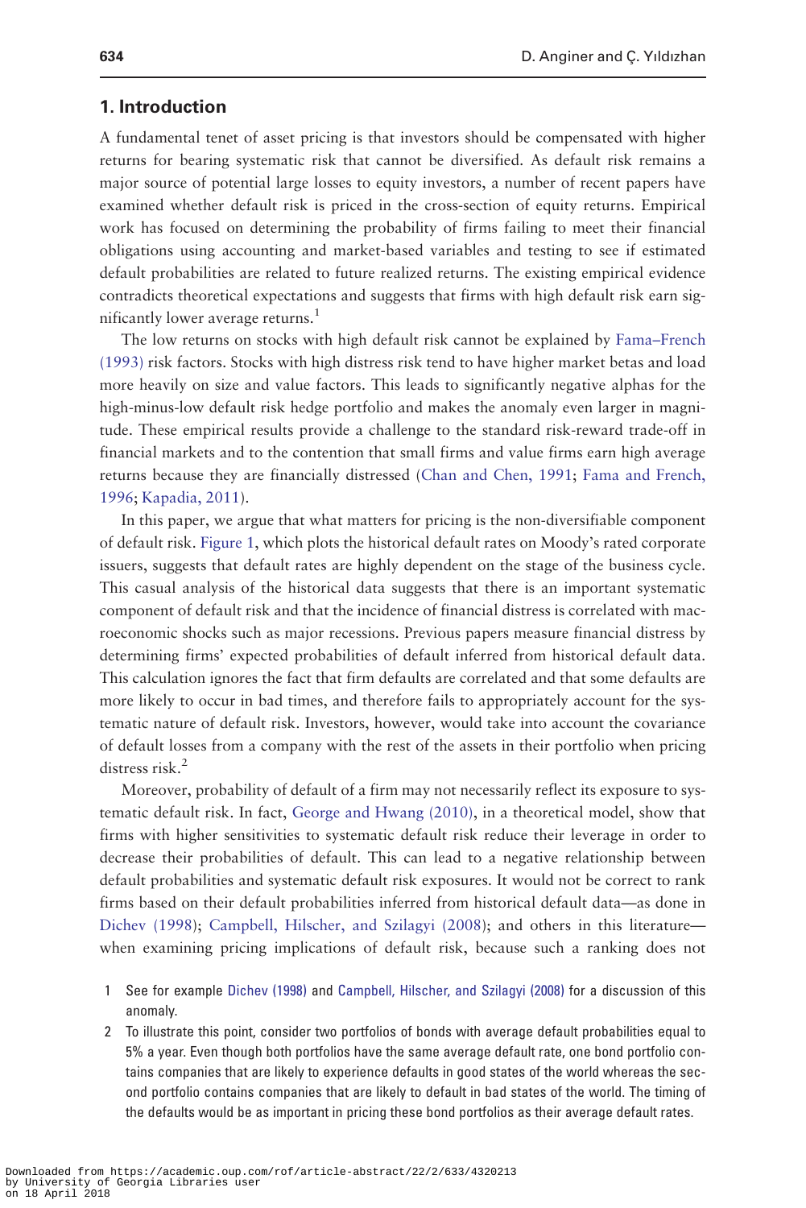## 1. Introduction

A fundamental tenet of asset pricing is that investors should be compensated with higher returns for bearing systematic risk that cannot be diversified. As default risk remains a major source of potential large losses to equity investors, a number of recent papers have examined whether default risk is priced in the cross-section of equity returns. Empirical work has focused on determining the probability of firms failing to meet their financial obligations using accounting and market-based variables and testing to see if estimated default probabilities are related to future realized returns. The existing empirical evidence contradicts theoretical expectations and suggests that firms with high default risk earn significantly lower average returns.[1]

The low returns on stocks with high default risk cannot be explained by Fama–French (1993) risk factors. Stocks with high distress risk tend to have higher market betas and load more heavily on size and value factors. This leads to significantly negative alphas for the high-minus-low default risk hedge portfolio and makes the anomaly even larger in magnitude. These empirical results provide a challenge to the standard risk-reward trade-off in financial markets and to the contention that small firms and value firms earn high average returns because they are financially distressed (Chan and Chen, 1991; Fama and French, 1996; Kapadia, 2011).

In this paper, we argue that what matters for pricing is the non-diversifiable component of default risk. Figure 1, which plots the historical default rates on Moody's rated corporate issuers, suggests that default rates are highly dependent on the stage of the business cycle. This casual analysis of the historical data suggests that there is an important systematic component of default risk and that the incidence of financial distress is correlated with macroeconomic shocks such as major recessions. Previous papers measure financial distress by determining firms' expected probabilities of default inferred from historical default data. This calculation ignores the fact that firm defaults are correlated and that some defaults are more likely to occur in bad times, and therefore fails to appropriately account for the systematic nature of default risk. Investors, however, would take into account the covariance of default losses from a company with the rest of the assets in their portfolio when pricing distress risk.[2]

Moreover, probability of default of a firm may not necessarily reflect its exposure to systematic default risk. In fact, George and Hwang (2010), in a theoretical model, show that firms with higher sensitivities to systematic default risk reduce their leverage in order to decrease their probabilities of default. This can lead to a negative relationship between default probabilities and systematic default risk exposures. It would not be correct to rank firms based on their default probabilities inferred from historical default data—as done in Dichev (1998); Campbell, Hilscher, and Szilagyi (2008); and others in this literature—when examining pricing implications of default risk, because such a ranking does not

1 See for example Dichev (1998) and Campbell, Hilscher, and Szilagyi (2008) for a discussion of this anomaly.

2 To illustrate this point, consider two portfolios of bonds with average default probabilities equal to 5% a year. Even though both portfolios have the same average default rate, one bond portfolio contains companies that are likely to experience defaults in good states of the world whereas the second portfolio contains companies that are likely to default in bad states of the world. The timing of the defaults would be as important in pricing these bond portfolios as their average default rates.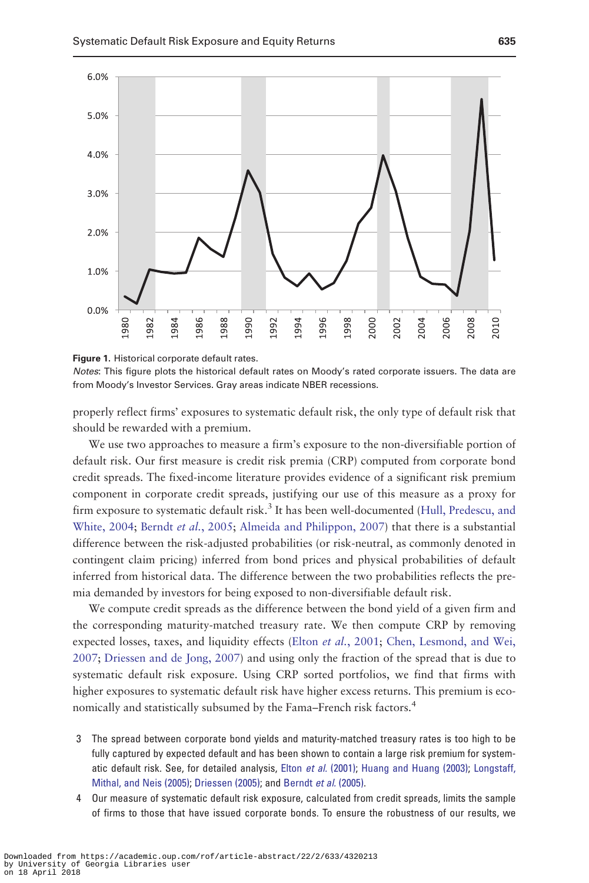**Figure 1.** Historical corporate default rates.

*Notes*: This figure plots the historical default rates on Moody's rated corporate issuers. The data are from Moody's Investor Services. Gray areas indicate NBER recessions.

properly reflect firms' exposures to systematic default risk, the only type of default risk that should be rewarded with a premium.

We use two approaches to measure a firm's exposure to the non-diversifiable portion of default risk. Our first measure is credit risk premia (CRP) computed from corporate bond credit spreads. The fixed-income literature provides evidence of a significant risk premium component in corporate credit spreads, justifying our use of this measure as a proxy for firm exposure to systematic default risk.[3] It has been well-documented (Hull, Predescu, and White, 2004; Berndt *et al.*, 2005; Almeida and Philippon, 2007) that there is a substantial difference between the risk-adjusted probabilities (or risk-neutral, as commonly denoted in contingent claim pricing) inferred from bond prices and physical probabilities of default inferred from historical data. The difference between the two probabilities reflects the premia demanded by investors for being exposed to non-diversifiable default risk.

We compute credit spreads as the difference between the bond yield of a given firm and the corresponding maturity-matched treasury rate. We then compute CRP by removing expected losses, taxes, and liquidity effects (Elton *et al.*, 2001; Chen, Lesmond, and Wei, 2007; Driessen and de Jong, 2007) and using only the fraction of the spread that is due to systematic default risk exposure. Using CRP sorted portfolios, we find that firms with higher exposures to systematic default risk have higher excess returns. This premium is economically and statistically subsumed by the Fama–French risk factors.[4]

3 The spread between corporate bond yields and maturity-matched treasury rates is too high to be fully captured by expected default and has been shown to contain a large risk premium for systematic default risk. See, for detailed analysis, Elton *et al.* (2001); Huang and Huang (2003); Longstaff, Mithal, and Neis (2005); Driessen (2005); and Berndt *et al.* (2005).

4 Our measure of systematic default risk exposure, calculated from credit spreads, limits the sample of firms to those that have issued corporate bonds. To ensure the robustness of our results, we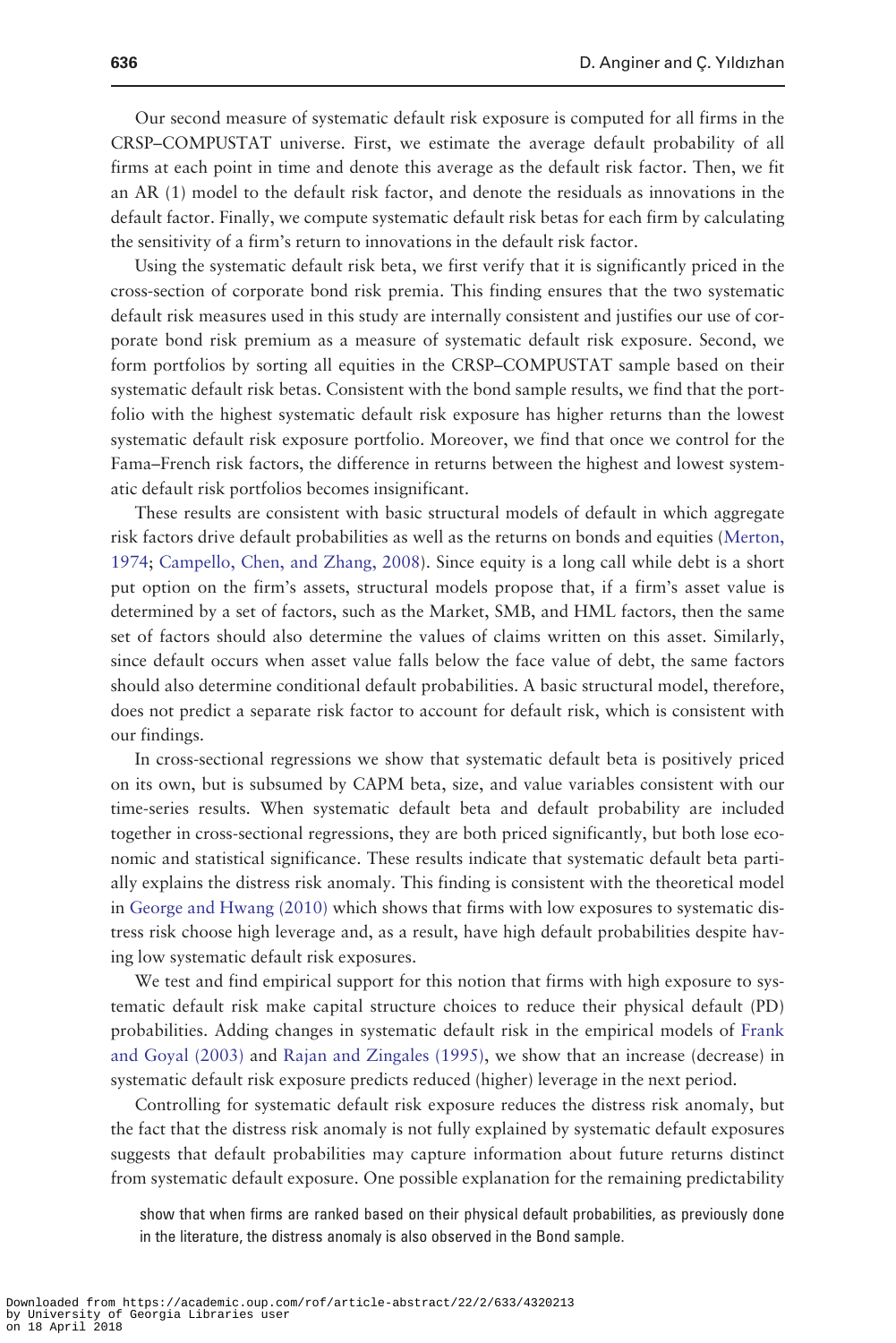Our second measure of systematic default risk exposure is computed for all firms in the CRSP–COMPUSTAT universe. First, we estimate the average default probability of all firms at each point in time and denote this average as the default risk factor. Then, we fit an AR (1) model to the default risk factor, and denote the residuals as innovations in the default factor. Finally, we compute systematic default risk betas for each firm by calculating the sensitivity of a firm's return to innovations in the default risk factor.

Using the systematic default risk beta, we first verify that it is significantly priced in the cross-section of corporate bond risk premia. This finding ensures that the two systematic default risk measures used in this study are internally consistent and justifies our use of corporate bond risk premium as a measure of systematic default risk exposure. Second, we form portfolios by sorting all equities in the CRSP–COMPUSTAT sample based on their systematic default risk betas. Consistent with the bond sample results, we find that the portfolio with the highest systematic default risk exposure has higher returns than the lowest systematic default risk exposure portfolio. Moreover, we find that once we control for the Fama–French risk factors, the difference in returns between the highest and lowest systematic default risk portfolios becomes insignificant.

These results are consistent with basic structural models of default in which aggregate risk factors drive default probabilities as well as the returns on bonds and equities (Merton, 1974; Campello, Chen, and Zhang, 2008). Since equity is a long call while debt is a short put option on the firm's assets, structural models propose that, if a firm's asset value is determined by a set of factors, such as the Market, SMB, and HML factors, then the same set of factors should also determine the values of claims written on this asset. Similarly, since default occurs when asset value falls below the face value of debt, the same factors should also determine conditional default probabilities. A basic structural model, therefore, does not predict a separate risk factor to account for default risk, which is consistent with our findings.

In cross-sectional regressions we show that systematic default beta is positively priced on its own, but is subsumed by CAPM beta, size, and value variables consistent with our time-series results. When systematic default beta and default probability are included together in cross-sectional regressions, they are both priced significantly, but both lose economic and statistical significance. These results indicate that systematic default beta partially explains the distress risk anomaly. This finding is consistent with the theoretical model in George and Hwang (2010) which shows that firms with low exposures to systematic distress risk choose high leverage and, as a result, have high default probabilities despite having low systematic default risk exposures.

We test and find empirical support for this notion that firms with high exposure to systematic default risk make capital structure choices to reduce their physical default (PD) probabilities. Adding changes in systematic default risk in the empirical models of Frank and Goyal (2003) and Rajan and Zingales (1995), we show that an increase (decrease) in systematic default risk exposure predicts reduced (higher) leverage in the next period.

Controlling for systematic default risk exposure reduces the distress risk anomaly, but the fact that the distress risk anomaly is not fully explained by systematic default exposures suggests that default probabilities may capture information about future returns distinct from systematic default exposure. One possible explanation for the remaining predictability

show that when firms are ranked based on their physical default probabilities, as previously done in the literature, the distress anomaly is also observed in the Bond sample.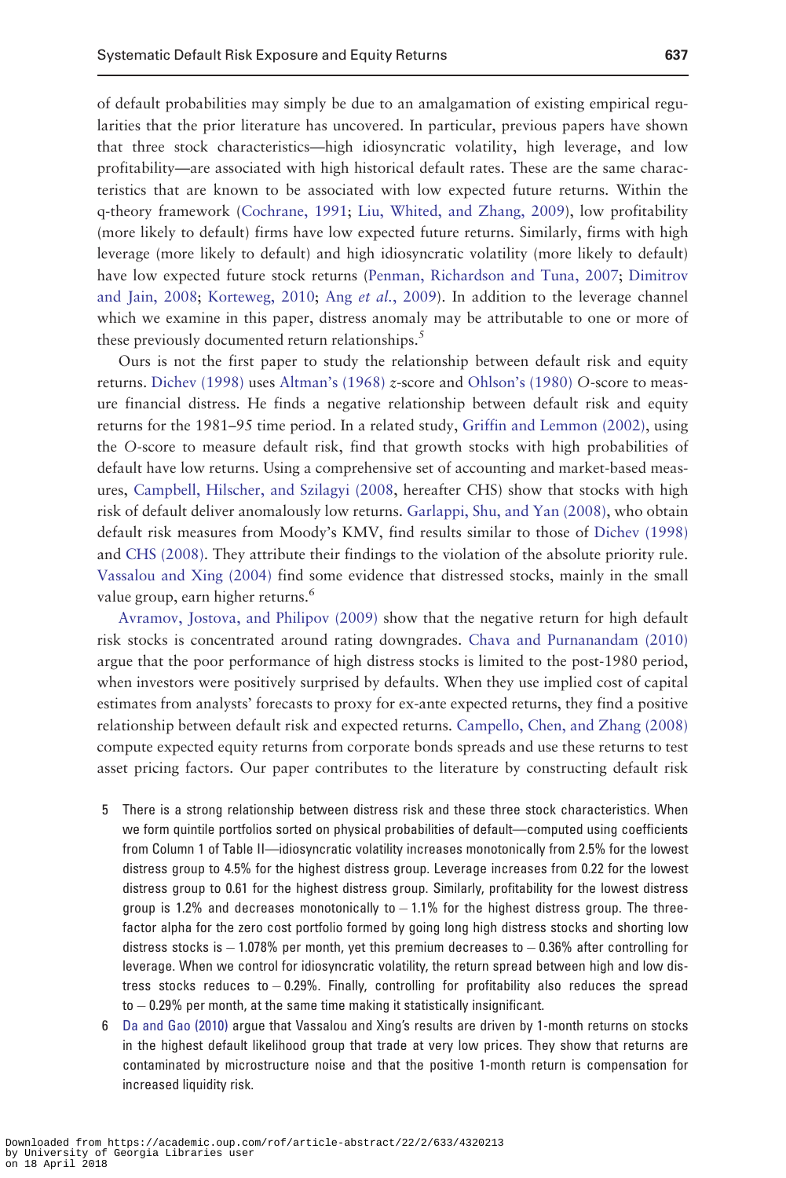of default probabilities may simply be due to an amalgamation of existing empirical regularities that the prior literature has uncovered. In particular, previous papers have shown that three stock characteristics—high idiosyncratic volatility, high leverage, and low profitability—are associated with high historical default rates. These are the same characteristics that are known to be associated with low expected future returns. Within the q-theory framework (Cochrane, 1991; Liu, Whited, and Zhang, 2009), low profitability (more likely to default) firms have low expected future returns. Similarly, firms with high leverage (more likely to default) and high idiosyncratic volatility (more likely to default) have low expected future stock returns (Penman, Richardson and Tuna, 2007; Dimitrov and Jain, 2008; Korteweg, 2010; Ang *et al.*, 2009). In addition to the leverage channel which we examine in this paper, distress anomaly may be attributable to one or more of these previously documented return relationships.[5]

Ours is not the first paper to study the relationship between default risk and equity returns. Dichev (1998) uses Altman's (1968) *z*-score and Ohlson's (1980) *O*-score to measure financial distress. He finds a negative relationship between default risk and equity returns for the 1981–95 time period. In a related study, Griffin and Lemmon (2002), using the *O*-score to measure default risk, find that growth stocks with high probabilities of default have low returns. Using a comprehensive set of accounting and market-based measures, Campbell, Hilscher, and Szilagyi (2008, hereafter CHS) show that stocks with high risk of default deliver anomalously low returns. Garlappi, Shu, and Yan (2008), who obtain default risk measures from Moody's KMV, find results similar to those of Dichev (1998) and CHS (2008). They attribute their findings to the violation of the absolute priority rule. Vassalou and Xing (2004) find some evidence that distressed stocks, mainly in the small value group, earn higher returns.[6]

Avramov, Jostova, and Philipov (2009) show that the negative return for high default risk stocks is concentrated around rating downgrades. Chava and Purnanandam (2010) argue that the poor performance of high distress stocks is limited to the post-1980 period, when investors were positively surprised by defaults. When they use implied cost of capital estimates from analysts' forecasts to proxy for ex-ante expected returns, they find a positive relationship between default risk and expected returns. Campello, Chen, and Zhang (2008) compute expected equity returns from corporate bonds spreads and use these returns to test asset pricing factors. Our paper contributes to the literature by constructing default risk

5 There is a strong relationship between distress risk and these three stock characteristics. When we form quintile portfolios sorted on physical probabilities of default—computed using coefficients from Column 1 of Table II—idiosyncratic volatility increases monotonically from 2.5% for the lowest distress group to 4.5% for the highest distress group. Leverage increases from 0.22 for the lowest distress group to 0.61 for the highest distress group. Similarly, profitability for the lowest distress group is 1.2% and decreases monotonically to −1.1% for the highest distress group. The three-factor alpha for the zero cost portfolio formed by going long high distress stocks and shorting low distress stocks is −1.078% per month, yet this premium decreases to −0.36% after controlling for leverage. When we control for idiosyncratic volatility, the return spread between high and low distress stocks reduces to −0.29%. Finally, controlling for profitability also reduces the spread to −0.29% per month, at the same time making it statistically insignificant.

6 Da and Gao (2010) argue that Vassalou and Xing's results are driven by 1-month returns on stocks in the highest default likelihood group that trade at very low prices. They show that returns are contaminated by microstructure noise and that the positive 1-month return is compensation for increased liquidity risk.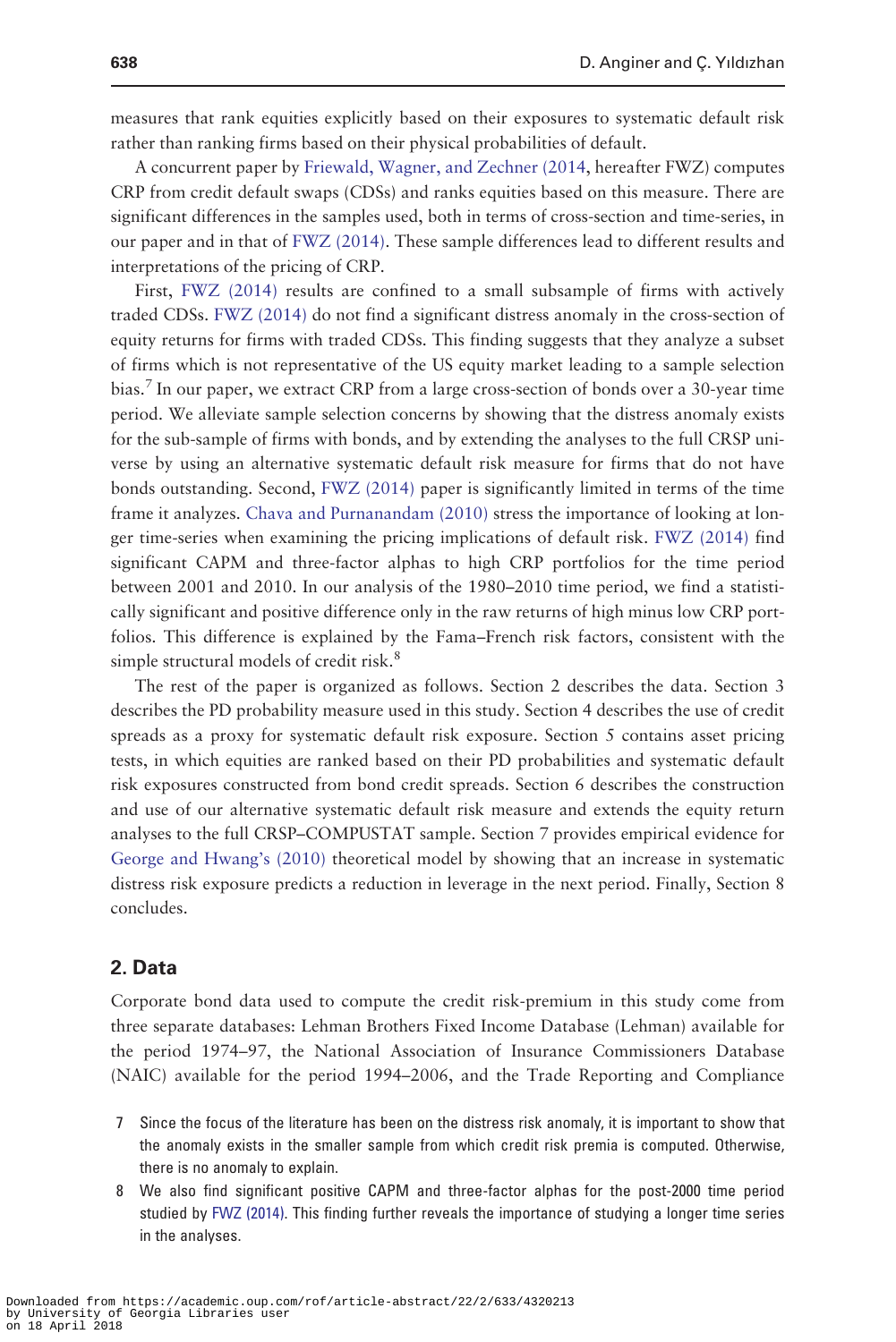measures that rank equities explicitly based on their exposures to systematic default risk rather than ranking firms based on their physical probabilities of default.

A concurrent paper by Friewald, Wagner, and Zechner (2014, hereafter FWZ) computes CRP from credit default swaps (CDSs) and ranks equities based on this measure. There are significant differences in the samples used, both in terms of cross-section and time-series, in our paper and in that of FWZ (2014). These sample differences lead to different results and interpretations of the pricing of CRP.

First, FWZ (2014) results are confined to a small subsample of firms with actively traded CDSs. FWZ (2014) do not find a significant distress anomaly in the cross-section of equity returns for firms with traded CDSs. This finding suggests that they analyze a subset of firms which is not representative of the US equity market leading to a sample selection bias.[7] In our paper, we extract CRP from a large cross-section of bonds over a 30-year time period. We alleviate sample selection concerns by showing that the distress anomaly exists for the sub-sample of firms with bonds, and by extending the analyses to the full CRSP universe by using an alternative systematic default risk measure for firms that do not have bonds outstanding. Second, FWZ (2014) paper is significantly limited in terms of the time frame it analyzes. Chava and Purnanandam (2010) stress the importance of looking at longer time-series when examining the pricing implications of default risk. FWZ (2014) find significant CAPM and three-factor alphas to high CRP portfolios for the time period between 2001 and 2010. In our analysis of the 1980–2010 time period, we find a statistically significant and positive difference only in the raw returns of high minus low CRP portfolios. This difference is explained by the Fama–French risk factors, consistent with the simple structural models of credit risk.[8]

The rest of the paper is organized as follows. Section 2 describes the data. Section 3 describes the PD probability measure used in this study. Section 4 describes the use of credit spreads as a proxy for systematic default risk exposure. Section 5 contains asset pricing tests, in which equities are ranked based on their PD probabilities and systematic default risk exposures constructed from bond credit spreads. Section 6 describes the construction and use of our alternative systematic default risk measure and extends the equity return analyses to the full CRSP–COMPUSTAT sample. Section 7 provides empirical evidence for George and Hwang's (2010) theoretical model by showing that an increase in systematic distress risk exposure predicts a reduction in leverage in the next period. Finally, Section 8 concludes.

## 2. Data

Corporate bond data used to compute the credit risk-premium in this study come from three separate databases: Lehman Brothers Fixed Income Database (Lehman) available for the period 1974–97, the National Association of Insurance Commissioners Database (NAIC) available for the period 1994–2006, and the Trade Reporting and Compliance

7 Since the focus of the literature has been on the distress risk anomaly, it is important to show that the anomaly exists in the smaller sample from which credit risk premia is computed. Otherwise, there is no anomaly to explain.

8 We also find significant positive CAPM and three-factor alphas for the post-2000 time period studied by FWZ (2014). This finding further reveals the importance of studying a longer time series in the analyses.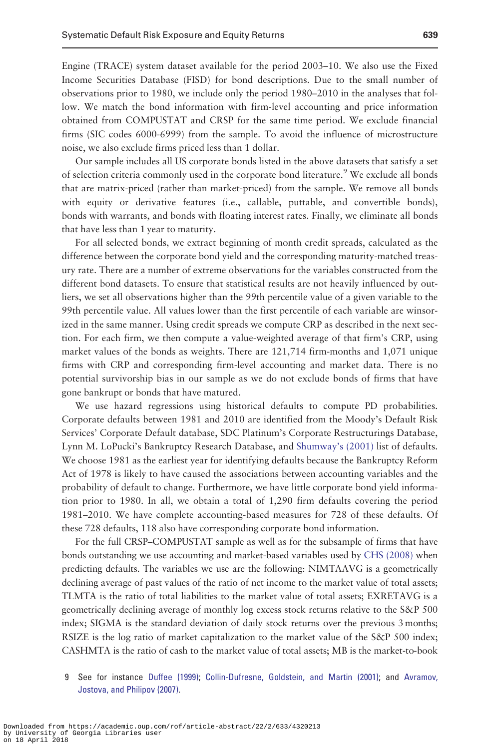Engine (TRACE) system dataset available for the period 2003–10. We also use the Fixed Income Securities Database (FISD) for bond descriptions. Due to the small number of observations prior to 1980, we include only the period 1980–2010 in the analyses that follow. We match the bond information with firm-level accounting and price information obtained from COMPUSTAT and CRSP for the same time period. We exclude financial firms (SIC codes 6000-6999) from the sample. To avoid the influence of microstructure noise, we also exclude firms priced less than 1 dollar.

Our sample includes all US corporate bonds listed in the above datasets that satisfy a set of selection criteria commonly used in the corporate bond literature.[9] We exclude all bonds that are matrix-priced (rather than market-priced) from the sample. We remove all bonds with equity or derivative features (i.e., callable, puttable, and convertible bonds), bonds with warrants, and bonds with floating interest rates. Finally, we eliminate all bonds that have less than 1 year to maturity.

For all selected bonds, we extract beginning of month credit spreads, calculated as the difference between the corporate bond yield and the corresponding maturity-matched treasury rate. There are a number of extreme observations for the variables constructed from the different bond datasets. To ensure that statistical results are not heavily influenced by outliers, we set all observations higher than the 99th percentile value of a given variable to the 99th percentile value. All values lower than the first percentile of each variable are winsorized in the same manner. Using credit spreads we compute CRP as described in the next section. For each firm, we then compute a value-weighted average of that firm's CRP, using market values of the bonds as weights. There are 121,714 firm-months and 1,071 unique firms with CRP and corresponding firm-level accounting and market data. There is no potential survivorship bias in our sample as we do not exclude bonds of firms that have gone bankrupt or bonds that have matured.

We use hazard regressions using historical defaults to compute PD probabilities. Corporate defaults between 1981 and 2010 are identified from the Moody's Default Risk Services' Corporate Default database, SDC Platinum's Corporate Restructurings Database, Lynn M. LoPucki's Bankruptcy Research Database, and Shumway's (2001) list of defaults. We choose 1981 as the earliest year for identifying defaults because the Bankruptcy Reform Act of 1978 is likely to have caused the associations between accounting variables and the probability of default to change. Furthermore, we have little corporate bond yield information prior to 1980. In all, we obtain a total of 1,290 firm defaults covering the period 1981–2010. We have complete accounting-based measures for 728 of these defaults. Of these 728 defaults, 118 also have corresponding corporate bond information.

For the full CRSP–COMPUSTAT sample as well as for the subsample of firms that have bonds outstanding we use accounting and market-based variables used by CHS (2008) when predicting defaults. The variables we use are the following: NIMTAAVG is a geometrically declining average of past values of the ratio of net income to the market value of total assets; TLMTA is the ratio of total liabilities to the market value of total assets; EXRETAVG is a geometrically declining average of monthly log excess stock returns relative to the S&P 500 index; SIGMA is the standard deviation of daily stock returns over the previous 3 months; RSIZE is the log ratio of market capitalization to the market value of the S&P 500 index; CASHMTA is the ratio of cash to the market value of total assets; MB is the market-to-book

9 See for instance Duffee (1999); Collin-Dufresne, Goldstein, and Martin (2001); and Avramov, Jostova, and Philipov (2007).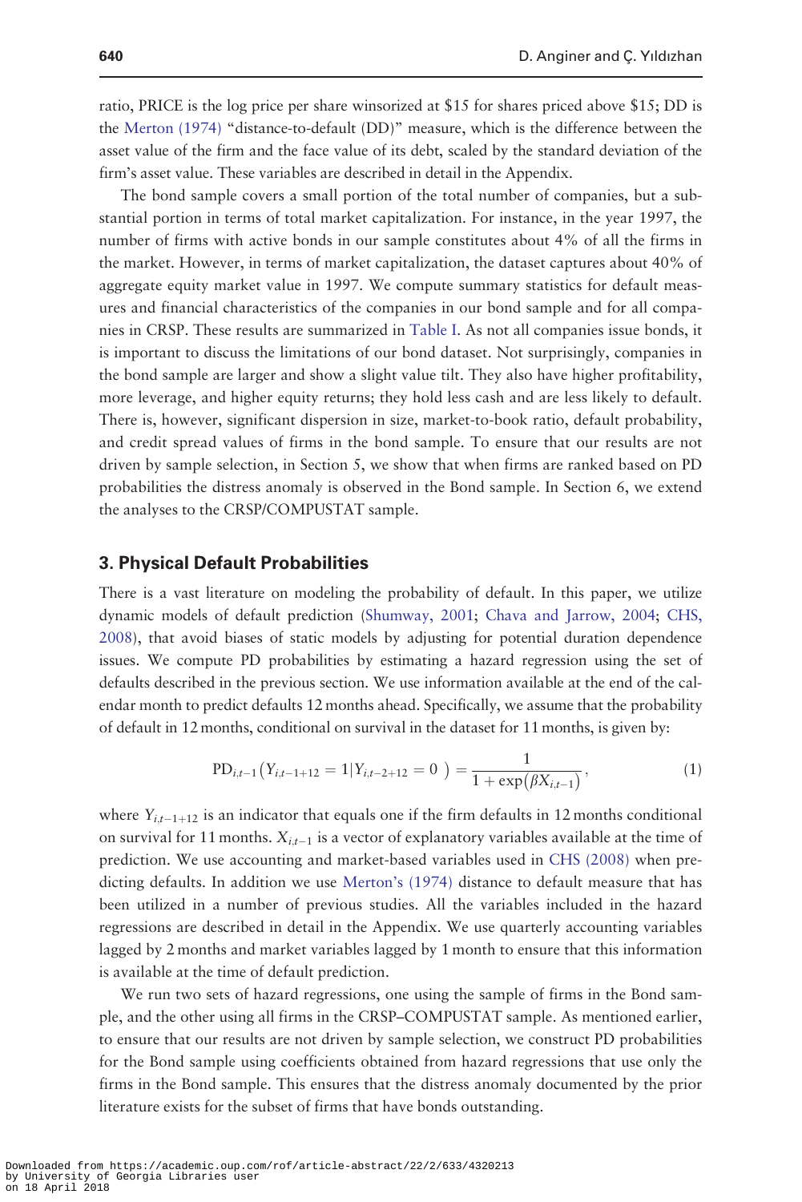ratio, PRICE is the log price per share winsorized at \$15 for shares priced above \$15; DD is the Merton (1974) "distance-to-default (DD)" measure, which is the difference between the asset value of the firm and the face value of its debt, scaled by the standard deviation of the firm's asset value. These variables are described in detail in the Appendix.

The bond sample covers a small portion of the total number of companies, but a substantial portion in terms of total market capitalization. For instance, in the year 1997, the number of firms with active bonds in our sample constitutes about 4% of all the firms in the market. However, in terms of market capitalization, the dataset captures about 40% of aggregate equity market value in 1997. We compute summary statistics for default measures and financial characteristics of the companies in our bond sample and for all companies in CRSP. These results are summarized in Table I. As not all companies issue bonds, it is important to discuss the limitations of our bond dataset. Not surprisingly, companies in the bond sample are larger and show a slight value tilt. They also have higher profitability, more leverage, and higher equity returns; they hold less cash and are less likely to default. There is, however, significant dispersion in size, market-to-book ratio, default probability, and credit spread values of firms in the bond sample. To ensure that our results are not driven by sample selection, in Section 5, we show that when firms are ranked based on PD probabilities the distress anomaly is observed in the Bond sample. In Section 6, we extend the analyses to the CRSP/COMPUSTAT sample.

## 3. Physical Default Probabilities

There is a vast literature on modeling the probability of default. In this paper, we utilize dynamic models of default prediction (Shumway, 2001; Chava and Jarrow, 2004; CHS, 2008), that avoid biases of static models by adjusting for potential duration dependence issues. We compute PD probabilities by estimating a hazard regression using the set of defaults described in the previous section. We use information available at the end of the calendar month to predict defaults 12 months ahead. Specifically, we assume that the probability of default in 12 months, conditional on survival in the dataset for 11 months, is given by:

$$\mathrm{PD}_{i,t-1}\left(Y_{i,t-1+12} = 1 | Y_{i,t-2+12} = 0\right) = \frac{1}{1 + \exp\left(\beta X_{i,t-1}\right)}, \tag{1}$$

where $Y_{i,t-1+12}$ is an indicator that equals one if the firm defaults in 12 months conditional on survival for 11 months. $X_{i,t-1}$ is a vector of explanatory variables available at the time of prediction. We use accounting and market-based variables used in CHS (2008) when predicting defaults. In addition we use Merton's (1974) distance to default measure that has been utilized in a number of previous studies. All the variables included in the hazard regressions are described in detail in the Appendix. We use quarterly accounting variables lagged by 2 months and market variables lagged by 1 month to ensure that this information is available at the time of default prediction.

We run two sets of hazard regressions, one using the sample of firms in the Bond sample, and the other using all firms in the CRSP–COMPUSTAT sample. As mentioned earlier, to ensure that our results are not driven by sample selection, we construct PD probabilities for the Bond sample using coefficients obtained from hazard regressions that use only the firms in the Bond sample. This ensures that the distress anomaly documented by the prior literature exists for the subset of firms that have bonds outstanding.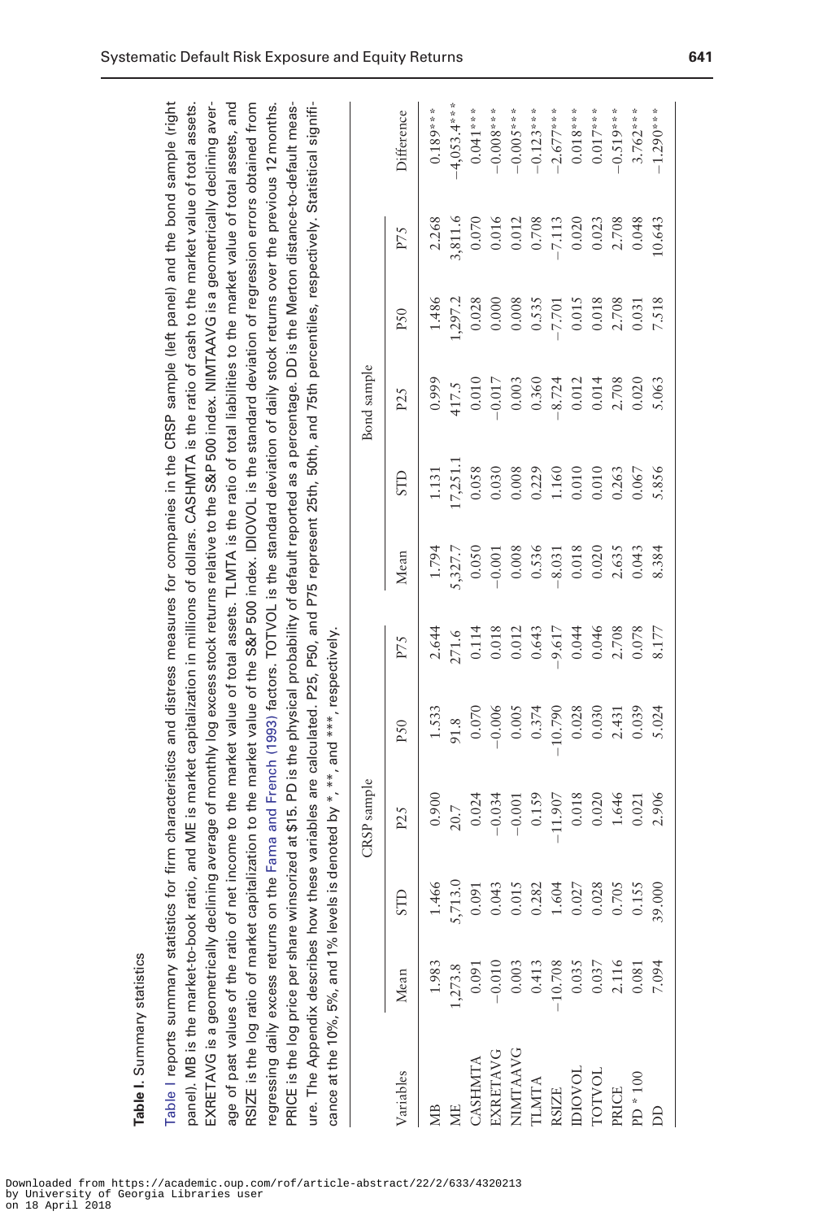**Table I.** Summary statistics

Table I reports summary statistics for firm characteristics and distress measures for companies in the CRSP sample (left panel) and the bond sample (right panel). MB is the market-to-book ratio, and ME is market capitalization in millions of dollars. CASHMTA is the ratio of cash to the market value of total assets. EXRETAVG is a geometrically declining average of monthly log excess stock returns relative to the S&P 500 index. NIMTAAVG is a geometrically declining average of past values of the ratio of net income to the market value of total assets. TLMTA is the ratio of total liabilities to the market value of total assets, and RSIZE is the log ratio of market capitalization to the market value of the S&P 500 index. IDIOVOL is the standard deviation of regression errors obtained from regressing daily excess returns on the Fama and French (1993) factors. TOTVOL is the standard deviation of daily stock returns over the previous 12 months. PRICE is the log price per share winsorized at $15. PD is the physical probability of default reported as a percentage. DD is the Merton distance-to-default measure. The Appendix describes how these variables are calculated. P25, P50, and P75 represent 25th, 50th, and 75th percentiles, respectively. Statistical significance at the 10%, 5%, and 1% levels is denoted by *, **, and ***, respectively.

| | CRSP sample | | | | | Bond sample | | | | | |
|---|---|---|---|---|---|---|---|---|---|---|---|
| Variables | Mean | STD | P25 | P50 | P75 | Mean | STD | P25 | P50 | P75 | Difference |
| MB | 1.983 | 1.466 | 0.900 | 1.533 | 2.644 | 1.794 | 1.131 | 0.999 | 1.486 | 2.268 | 0.189*** |
| ME | 1,273.8 | 5,713.0 | 20.7 | 91.8 | 271.6 | 5,327.7 | 17,251.1 | 417.5 | 1,297.2 | 3,811.6 | −4,053.4*** |
| CASHMTA | 0.091 | 0.091 | 0.024 | 0.070 | 0.114 | 0.050 | 0.058 | 0.010 | 0.028 | 0.070 | 0.041*** |
| EXRETAVG | −0.010 | 0.043 | −0.034 | −0.006 | 0.018 | −0.001 | 0.030 | −0.017 | 0.000 | 0.016 | −0.008*** |
| NIMTAAVG | 0.003 | 0.015 | −0.001 | 0.005 | 0.012 | 0.008 | 0.008 | 0.003 | 0.008 | 0.012 | −0.005*** |
| TLMTA | 0.413 | 0.282 | 0.159 | 0.374 | 0.643 | 0.536 | 0.229 | 0.360 | 0.535 | 0.708 | −0.123*** |
| RSIZE | −10.708 | 1.604 | −11.907 | −10.790 | −9.617 | −8.031 | 1.160 | −8.724 | −7.701 | −7.113 | −2.677*** |
| IDIOVOL | 0.035 | 0.027 | 0.018 | 0.028 | 0.044 | 0.018 | 0.010 | 0.012 | 0.015 | 0.020 | 0.018*** |
| TOTVOL | 0.037 | 0.028 | 0.020 | 0.030 | 0.046 | 0.020 | 0.010 | 0.014 | 0.018 | 0.023 | 0.017*** |
| PRICE | 2.116 | 0.705 | 1.646 | 2.431 | 2.708 | 2.635 | 0.263 | 2.708 | 2.708 | 2.708 | −0.519*** |
| PD * 100 | 0.081 | 0.155 | 0.021 | 0.039 | 0.078 | 0.043 | 0.067 | 0.020 | 0.031 | 0.048 | 3.762*** |
| DD | 7.094 | 39.000 | 2.906 | 5.024 | 8.177 | 8.384 | 5.856 | 5.063 | 7.518 | 10.643 | −1.290*** |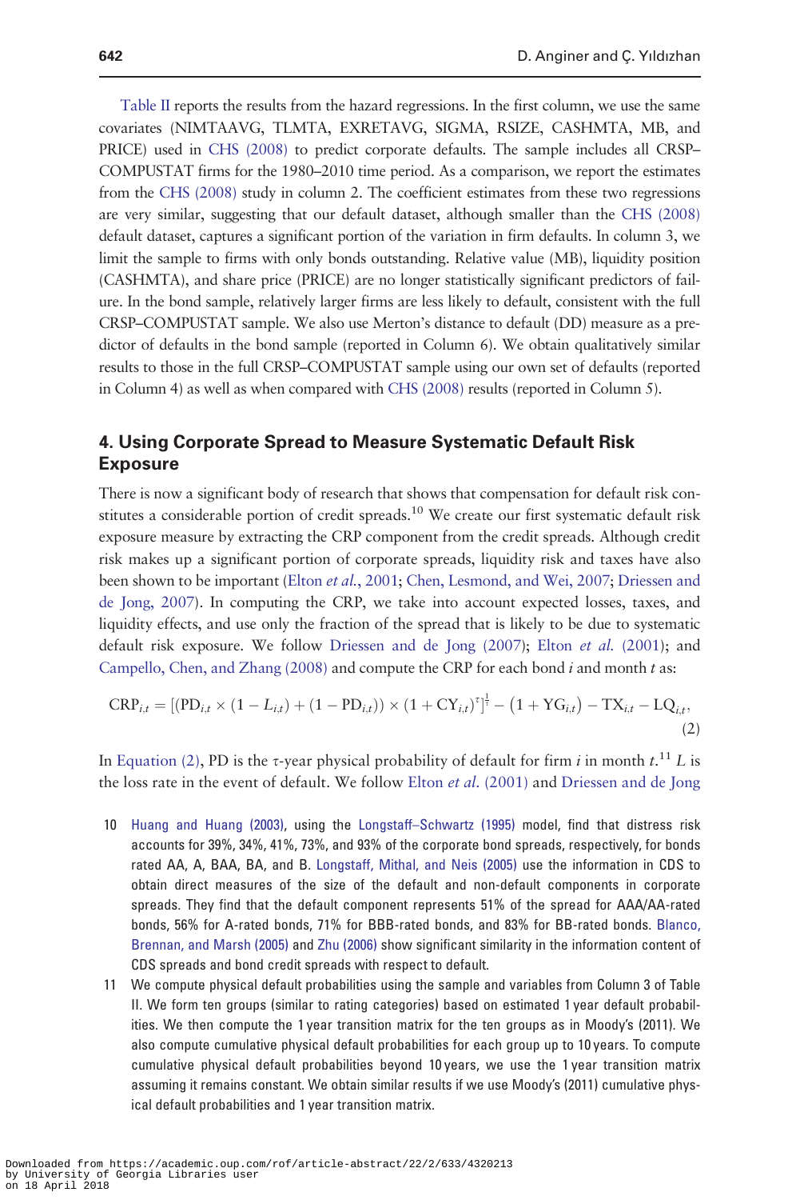Table II reports the results from the hazard regressions. In the first column, we use the same covariates (NIMTAAVG, TLMTA, EXRETAVG, SIGMA, RSIZE, CASHMTA, MB, and PRICE) used in CHS (2008) to predict corporate defaults. The sample includes all CRSP–COMPUSTAT firms for the 1980–2010 time period. As a comparison, we report the estimates from the CHS (2008) study in column 2. The coefficient estimates from these two regressions are very similar, suggesting that our default dataset, although smaller than the CHS (2008) default dataset, captures a significant portion of the variation in firm defaults. In column 3, we limit the sample to firms with only bonds outstanding. Relative value (MB), liquidity position (CASHMTA), and share price (PRICE) are no longer statistically significant predictors of failure. In the bond sample, relatively larger firms are less likely to default, consistent with the full CRSP–COMPUSTAT sample. We also use Merton's distance to default (DD) measure as a predictor of defaults in the bond sample (reported in Column 6). We obtain qualitatively similar results to those in the full CRSP–COMPUSTAT sample using our own set of defaults (reported in Column 4) as well as when compared with CHS (2008) results (reported in Column 5).

## 4. Using Corporate Spread to Measure Systematic Default Risk Exposure

There is now a significant body of research that shows that compensation for default risk constitutes a considerable portion of credit spreads.[10] We create our first systematic default risk exposure measure by extracting the CRP component from the credit spreads. Although credit risk makes up a significant portion of corporate spreads, liquidity risk and taxes have also been shown to be important (Elton *et al.*, 2001; Chen, Lesmond, and Wei, 2007; Driessen and de Jong, 2007). In computing the CRP, we take into account expected losses, taxes, and liquidity effects, and use only the fraction of the spread that is likely to be due to systematic default risk exposure. We follow Driessen and de Jong (2007); Elton *et al.* (2001); and Campello, Chen, and Zhang (2008) and compute the CRP for each bond $i$ and month $t$ as:

$$\mathrm{CRP}_{i,t} = \left[ \left( \mathrm{PD}_{i,t} \times (1 - L_{i,t}) + (1 - \mathrm{PD}_{i,t}) \right) \times (1 + \mathrm{CY}_{i,t})^{\tau} \right]^{\frac{1}{\tau}} - \left(1 + \mathrm{YG}_{i,t}\right) - \mathrm{TX}_{i,t} - \mathrm{LQ}_{i,t}, \tag{2}$$

In Equation (2), PD is the $\tau$-year physical probability of default for firm $i$ in month $t$.[11] $L$ is the loss rate in the event of default. We follow Elton *et al.* (2001) and Driessen and de Jong

10 Huang and Huang (2003), using the Longstaff–Schwartz (1995) model, find that distress risk accounts for 39%, 34%, 41%, 73%, and 93% of the corporate bond spreads, respectively, for bonds rated AA, A, BAA, BA, and B. Longstaff, Mithal, and Neis (2005) use the information in CDS to obtain direct measures of the size of the default and non-default components in corporate spreads. They find that the default component represents 51% of the spread for AAA/AA-rated bonds, 56% for A-rated bonds, 71% for BBB-rated bonds, and 83% for BB-rated bonds. Blanco, Brennan, and Marsh (2005) and Zhu (2006) show significant similarity in the information content of CDS spreads and bond credit spreads with respect to default.

11 We compute physical default probabilities using the sample and variables from Column 3 of Table II. We form ten groups (similar to rating categories) based on estimated 1 year default probabilities. We then compute the 1 year transition matrix for the ten groups as in Moody's (2011). We also compute cumulative physical default probabilities for each group up to 10 years. To compute cumulative physical default probabilities beyond 10 years, we use the 1 year transition matrix assuming it remains constant. We obtain similar results if we use Moody's (2011) cumulative physical default probabilities and 1 year transition matrix.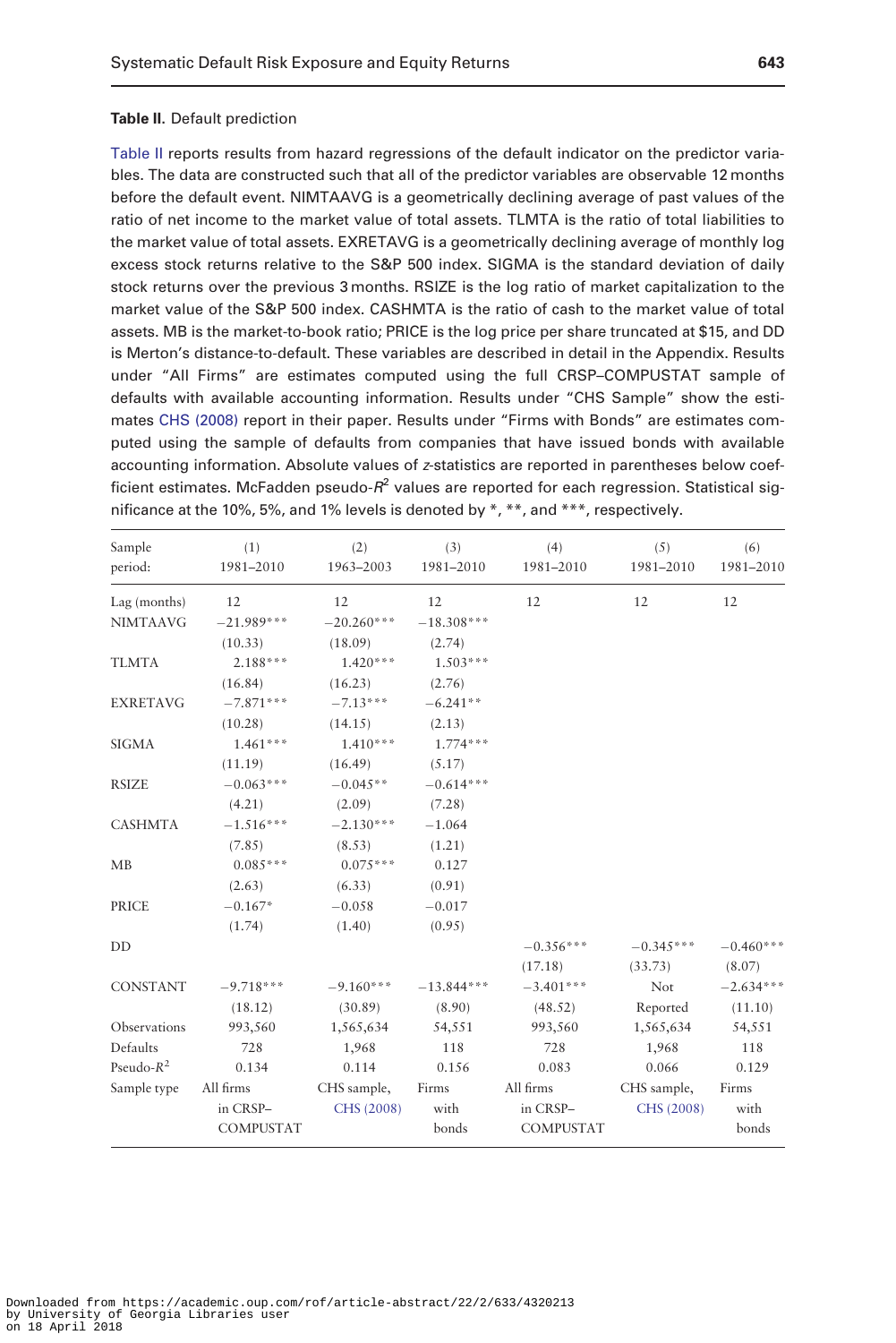**Table II.** Default prediction

Table II reports results from hazard regressions of the default indicator on the predictor variables. The data are constructed such that all of the predictor variables are observable 12 months before the default event. NIMTAAVG is a geometrically declining average of past values of the ratio of net income to the market value of total assets. TLMTA is the ratio of total liabilities to the market value of total assets. EXRETAVG is a geometrically declining average of monthly log excess stock returns relative to the S&P 500 index. SIGMA is the standard deviation of daily stock returns over the previous 3 months. RSIZE is the log ratio of market capitalization to the market value of the S&P 500 index. CASHMTA is the ratio of cash to the market value of total assets. MB is the market-to-book ratio; PRICE is the log price per share truncated at $15, and DD is Merton's distance-to-default. These variables are described in detail in the Appendix. Results under "All Firms" are estimates computed using the full CRSP–COMPUSTAT sample of defaults with available accounting information. Results under "CHS Sample" show the estimates CHS (2008) report in their paper. Results under "Firms with Bonds" are estimates computed using the sample of defaults from companies that have issued bonds with available accounting information. Absolute values of $z$-statistics are reported in parentheses below coefficient estimates. McFadden pseudo-$R^2$ values are reported for each regression. Statistical significance at the 10%, 5%, and 1% levels is denoted by *, **, and ***, respectively.

| Sample period: | (1) 1981–2010 | (2) 1963–2003 | (3) 1981–2010 | (4) 1981–2010 | (5) 1981–2010 | (6) 1981–2010 |
|---|---|---|---|---|---|---|
| Lag (months) | 12 | 12 | 12 | 12 | 12 | 12 |
| NIMTAAVG | −21.989*** | −20.260*** | −18.308*** | | | |
| | (10.33) | (18.09) | (2.74) | | | |
| TLMTA | 2.188*** | 1.420*** | 1.503*** | | | |
| | (16.84) | (16.23) | (2.76) | | | |
| EXRETAVG | −7.871*** | −7.13*** | −6.241** | | | |
| | (10.28) | (14.15) | (2.13) | | | |
| SIGMA | 1.461*** | 1.410*** | 1.774*** | | | |
| | (11.19) | (16.49) | (5.17) | | | |
| RSIZE | −0.063*** | −0.045** | −0.614*** | | | |
| | (4.21) | (2.09) | (7.28) | | | |
| CASHMTA | −1.516*** | −2.130*** | −1.064 | | | |
| | (7.85) | (8.53) | (1.21) | | | |
| MB | 0.085*** | 0.075*** | 0.127 | | | |
| | (2.63) | (6.33) | (0.91) | | | |
| PRICE | −0.167* | −0.058 | −0.017 | | | |
| | (1.74) | (1.40) | (0.95) | | | |
| DD | | | | −0.356*** | −0.345*** | −0.460*** |
| | | | | (17.18) | (33.73) | (8.07) |
| CONSTANT | −9.718*** | −9.160*** | −13.844*** | −3.401*** | Not Reported | −2.634*** |
| | (18.12) | (30.89) | (8.90) | (48.52) | | (11.10) |
| Observations | 993,560 | 1,565,634 | 54,551 | 993,560 | 1,565,634 | 54,551 |
| Defaults | 728 | 1,968 | 118 | 728 | 1,968 | 118 |
| Pseudo-$R^2$ | 0.134 | 0.114 | 0.156 | 0.083 | 0.066 | 0.129 |
| Sample type | All firms in CRSP–COMPUSTAT | CHS sample, CHS (2008) | Firms with bonds | All firms in CRSP–COMPUSTAT | CHS sample, CHS (2008) | Firms with bonds |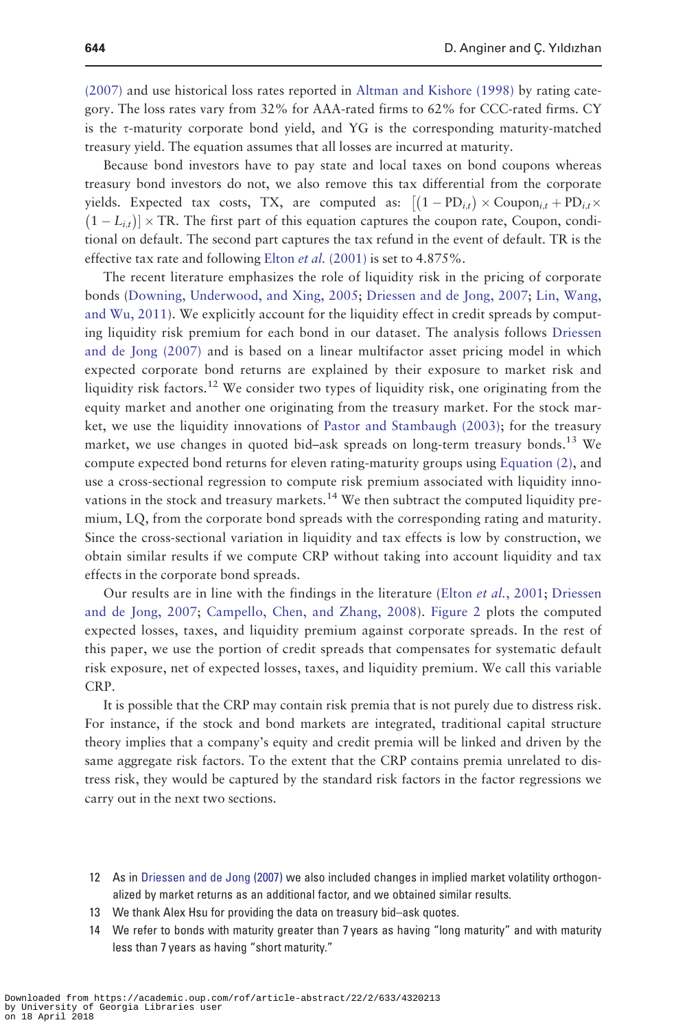(2007) and use historical loss rates reported in Altman and Kishore (1998) by rating category. The loss rates vary from 32% for AAA-rated firms to 62% for CCC-rated firms. CY is the $\tau$-maturity corporate bond yield, and YG is the corresponding maturity-matched treasury yield. The equation assumes that all losses are incurred at maturity.

Because bond investors have to pay state and local taxes on bond coupons whereas treasury bond investors do not, we also remove this tax differential from the corporate yields. Expected tax costs, TX, are computed as: $[(1 - \text{PD}_{i,t}) \times \text{Coupon}_{i,t} + \text{PD}_{i,t} \times (1 - L_{i,t})] \times \text{TR}$. The first part of this equation captures the coupon rate, Coupon, conditional on default. The second part captures the tax refund in the event of default. TR is the effective tax rate and following Elton *et al.* (2001) is set to 4.875%.

The recent literature emphasizes the role of liquidity risk in the pricing of corporate bonds (Downing, Underwood, and Xing, 2005; Driessen and de Jong, 2007; Lin, Wang, and Wu, 2011). We explicitly account for the liquidity effect in credit spreads by computing liquidity risk premium for each bond in our dataset. The analysis follows Driessen and de Jong (2007) and is based on a linear multifactor asset pricing model in which expected corporate bond returns are explained by their exposure to market risk and liquidity risk factors.[12] We consider two types of liquidity risk, one originating from the equity market and another one originating from the treasury market. For the stock market, we use the liquidity innovations of Pastor and Stambaugh (2003); for the treasury market, we use changes in quoted bid–ask spreads on long-term treasury bonds.[13] We compute expected bond returns for eleven rating-maturity groups using Equation (2), and use a cross-sectional regression to compute risk premium associated with liquidity innovations in the stock and treasury markets.[14] We then subtract the computed liquidity premium, LQ, from the corporate bond spreads with the corresponding rating and maturity. Since the cross-sectional variation in liquidity and tax effects is low by construction, we obtain similar results if we compute CRP without taking into account liquidity and tax effects in the corporate bond spreads.

Our results are in line with the findings in the literature (Elton *et al.*, 2001; Driessen and de Jong, 2007; Campello, Chen, and Zhang, 2008). Figure 2 plots the computed expected losses, taxes, and liquidity premium against corporate spreads. In the rest of this paper, we use the portion of credit spreads that compensates for systematic default risk exposure, net of expected losses, taxes, and liquidity premium. We call this variable CRP.

It is possible that the CRP may contain risk premia that is not purely due to distress risk. For instance, if the stock and bond markets are integrated, traditional capital structure theory implies that a company's equity and credit premia will be linked and driven by the same aggregate risk factors. To the extent that the CRP contains premia unrelated to distress risk, they would be captured by the standard risk factors in the factor regressions we carry out in the next two sections.

12 As in Driessen and de Jong (2007) we also included changes in implied market volatility orthogonalized by market returns as an additional factor, and we obtained similar results.

13 We thank Alex Hsu for providing the data on treasury bid–ask quotes.

14 We refer to bonds with maturity greater than 7 years as having "long maturity" and with maturity less than 7 years as having "short maturity."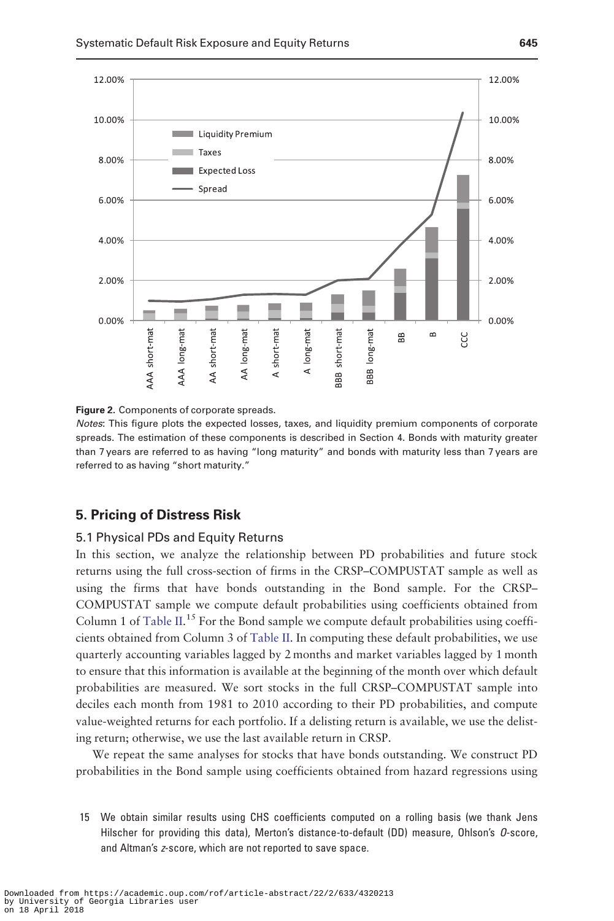**Figure 2.** Components of corporate spreads.

*Notes*: This figure plots the expected losses, taxes, and liquidity premium components of corporate spreads. The estimation of these components is described in Section 4. Bonds with maturity greater than 7 years are referred to as having "long maturity" and bonds with maturity less than 7 years are referred to as having "short maturity."

## 5. Pricing of Distress Risk

### 5.1 Physical PDs and Equity Returns

In this section, we analyze the relationship between PD probabilities and future stock returns using the full cross-section of firms in the CRSP–COMPUSTAT sample as well as using the firms that have bonds outstanding in the Bond sample. For the CRSP–COMPUSTAT sample we compute default probabilities using coefficients obtained from Column 1 of Table II.[15] For the Bond sample we compute default probabilities using coefficients obtained from Column 3 of Table II. In computing these default probabilities, we use quarterly accounting variables lagged by 2 months and market variables lagged by 1 month to ensure that this information is available at the beginning of the month over which default probabilities are measured. We sort stocks in the full CRSP–COMPUSTAT sample into deciles each month from 1981 to 2010 according to their PD probabilities, and compute value-weighted returns for each portfolio. If a delisting return is available, we use the delisting return; otherwise, we use the last available return in CRSP.

We repeat the same analyses for stocks that have bonds outstanding. We construct PD probabilities in the Bond sample using coefficients obtained from hazard regressions using

15 We obtain similar results using CHS coefficients computed on a rolling basis (we thank Jens Hilscher for providing this data), Merton's distance-to-default (DD) measure, Ohlson's *O*-score, and Altman's *z*-score, which are not reported to save space.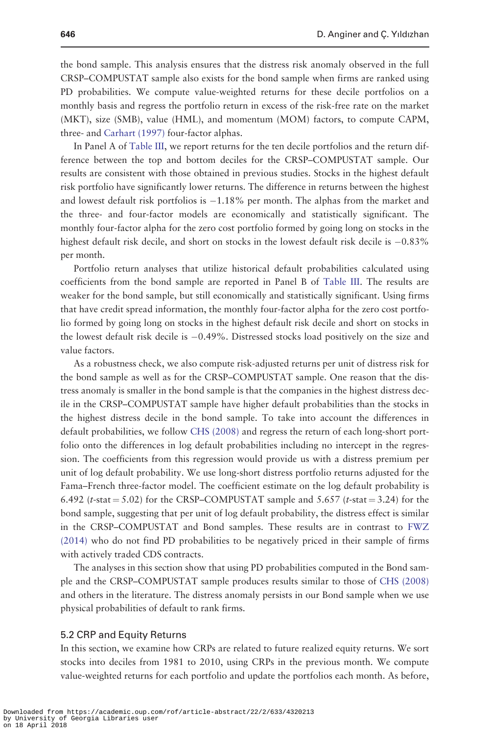the bond sample. This analysis ensures that the distress risk anomaly observed in the full CRSP–COMPUSTAT sample also exists for the bond sample when firms are ranked using PD probabilities. We compute value-weighted returns for these decile portfolios on a monthly basis and regress the portfolio return in excess of the risk-free rate on the market (MKT), size (SMB), value (HML), and momentum (MOM) factors, to compute CAPM, three- and Carhart (1997) four-factor alphas.

In Panel A of Table III, we report returns for the ten decile portfolios and the return difference between the top and bottom deciles for the CRSP–COMPUSTAT sample. Our results are consistent with those obtained in previous studies. Stocks in the highest default risk portfolio have significantly lower returns. The difference in returns between the highest and lowest default risk portfolios is −1.18% per month. The alphas from the market and the three- and four-factor models are economically and statistically significant. The monthly four-factor alpha for the zero cost portfolio formed by going long on stocks in the highest default risk decile, and short on stocks in the lowest default risk decile is −0.83% per month.

Portfolio return analyses that utilize historical default probabilities calculated using coefficients from the bond sample are reported in Panel B of Table III. The results are weaker for the bond sample, but still economically and statistically significant. Using firms that have credit spread information, the monthly four-factor alpha for the zero cost portfolio formed by going long on stocks in the highest default risk decile and short on stocks in the lowest default risk decile is −0.49%. Distressed stocks load positively on the size and value factors.

As a robustness check, we also compute risk-adjusted returns per unit of distress risk for the bond sample as well as for the CRSP–COMPUSTAT sample. One reason that the distress anomaly is smaller in the bond sample is that the companies in the highest distress decile in the CRSP–COMPUSTAT sample have higher default probabilities than the stocks in the highest distress decile in the bond sample. To take into account the differences in default probabilities, we follow CHS (2008) and regress the return of each long-short portfolio onto the differences in log default probabilities including no intercept in the regression. The coefficients from this regression would provide us with a distress premium per unit of log default probability. We use long-short distress portfolio returns adjusted for the Fama–French three-factor model. The coefficient estimate on the log default probability is 6.492 ($t$-stat = 5.02) for the CRSP–COMPUSTAT sample and 5.657 ($t$-stat = 3.24) for the bond sample, suggesting that per unit of log default probability, the distress effect is similar in the CRSP–COMPUSTAT and Bond samples. These results are in contrast to FWZ (2014) who do not find PD probabilities to be negatively priced in their sample of firms with actively traded CDS contracts.

The analyses in this section show that using PD probabilities computed in the Bond sample and the CRSP–COMPUSTAT sample produces results similar to those of CHS (2008) and others in the literature. The distress anomaly persists in our Bond sample when we use physical probabilities of default to rank firms.

## 5.2 CRP and Equity Returns

In this section, we examine how CRPs are related to future realized equity returns. We sort stocks into deciles from 1981 to 2010, using CRPs in the previous month. We compute value-weighted returns for each portfolio and update the portfolios each month. As before,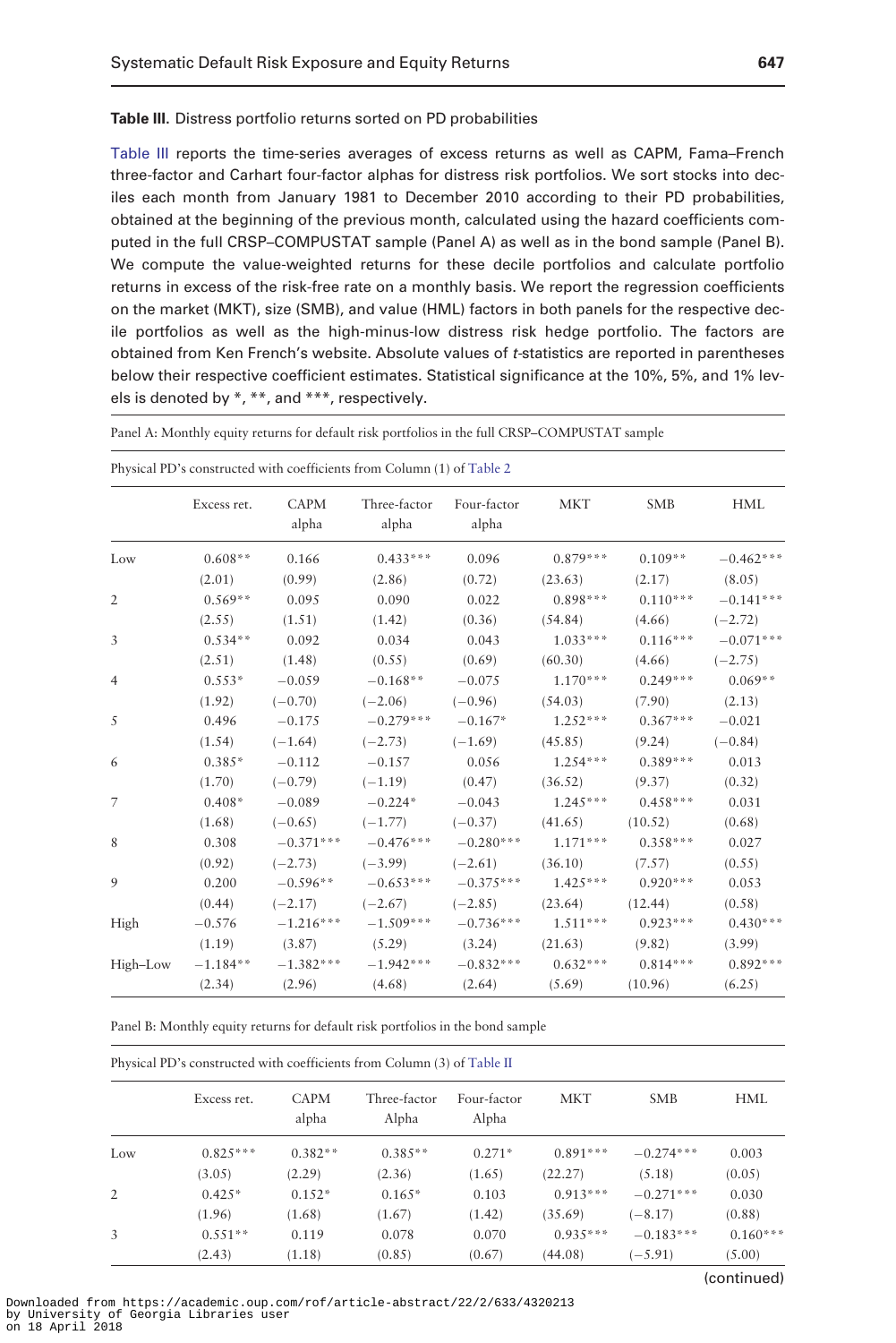**Table III.** Distress portfolio returns sorted on PD probabilities

Table III reports the time-series averages of excess returns as well as CAPM, Fama–French three-factor and Carhart four-factor alphas for distress risk portfolios. We sort stocks into deciles each month from January 1981 to December 2010 according to their PD probabilities, obtained at the beginning of the previous month, calculated using the hazard coefficients computed in the full CRSP–COMPUSTAT sample (Panel A) as well as in the bond sample (Panel B). We compute the value-weighted returns for these decile portfolios and calculate portfolio returns in excess of the risk-free rate on a monthly basis. We report the regression coefficients on the market (MKT), size (SMB), and value (HML) factors in both panels for the respective decile portfolios as well as the high-minus-low distress risk hedge portfolio. The factors are obtained from Ken French's website. Absolute values of *t*-statistics are reported in parentheses below their respective coefficient estimates. Statistical significance at the 10%, 5%, and 1% levels is denoted by *, **, and ***, respectively.

Panel A: Monthly equity returns for default risk portfolios in the full CRSP–COMPUSTAT sample

Physical PD's constructed with coefficients from Column (1) of Table 2

| | Excess ret. | CAPM alpha | Three-factor alpha | Four-factor alpha | MKT | SMB | HML |
|---|---|---|---|---|---|---|---|
| Low | 0.608** | 0.166 | 0.433*** | 0.096 | 0.879*** | 0.109** | −0.462*** |
| | (2.01) | (0.99) | (2.86) | (0.72) | (23.63) | (2.17) | (8.05) |
| 2 | 0.569** | 0.095 | 0.090 | 0.022 | 0.898*** | 0.110*** | −0.141*** |
| | (2.55) | (1.51) | (1.42) | (0.36) | (54.84) | (4.66) | (−2.72) |
| 3 | 0.534** | 0.092 | 0.034 | 0.043 | 1.033*** | 0.116*** | −0.071*** |
| | (2.51) | (1.48) | (0.55) | (0.69) | (60.30) | (4.66) | (−2.75) |
| 4 | 0.553* | −0.059 | −0.168** | −0.075 | 1.170*** | 0.249*** | 0.069** |
| | (1.92) | (−0.70) | (−2.06) | (−0.96) | (54.03) | (7.90) | (2.13) |
| 5 | 0.496 | −0.175 | −0.279*** | −0.167* | 1.252*** | 0.367*** | −0.021 |
| | (1.54) | (−1.64) | (−2.73) | (−1.69) | (45.85) | (9.24) | (−0.84) |
| 6 | 0.385* | −0.112 | −0.157 | 0.056 | 1.254*** | 0.389*** | 0.013 |
| | (1.70) | (−0.79) | (−1.19) | (0.47) | (36.52) | (9.37) | (0.32) |
| 7 | 0.408* | −0.089 | −0.224* | −0.043 | 1.245*** | 0.458*** | 0.031 |
| | (1.68) | (−0.65) | (−1.77) | (−0.37) | (41.65) | (10.52) | (0.68) |
| 8 | 0.308 | −0.371*** | −0.476*** | −0.280*** | 1.171*** | 0.358*** | 0.027 |
| | (0.92) | (−2.73) | (−3.99) | (−2.61) | (36.10) | (7.57) | (0.55) |
| 9 | 0.200 | −0.596** | −0.653*** | −0.375*** | 1.425*** | 0.920*** | 0.053 |
| | (0.44) | (−2.17) | (−2.67) | (−2.85) | (23.64) | (12.44) | (0.58) |
| High | −0.576 | −1.216*** | −1.509*** | −0.736*** | 1.511*** | 0.923*** | 0.430*** |
| | (1.19) | (3.87) | (5.29) | (3.24) | (21.63) | (9.82) | (3.99) |
| High–Low | −1.184** | −1.382*** | −1.942*** | −0.832*** | 0.632*** | 0.814*** | 0.892*** |
| | (2.34) | (2.96) | (4.68) | (2.64) | (5.69) | (10.96) | (6.25) |

Panel B: Monthly equity returns for default risk portfolios in the bond sample

Physical PD's constructed with coefficients from Column (3) of Table II

| | Excess ret. | CAPM alpha | Three-factor Alpha | Four-factor Alpha | MKT | SMB | HML |
|---|---|---|---|---|---|---|---|
| Low | 0.825*** | 0.382** | 0.385** | 0.271* | 0.891*** | −0.274*** | 0.003 |
| | (3.05) | (2.29) | (2.36) | (1.65) | (22.27) | (5.18) | (0.05) |
| 2 | 0.425* | 0.152* | 0.165* | 0.103 | 0.913*** | −0.271*** | 0.030 |
| | (1.96) | (1.68) | (1.67) | (1.42) | (35.69) | (−8.17) | (0.88) |
| 3 | 0.551** | 0.119 | 0.078 | 0.070 | 0.935*** | −0.183*** | 0.160*** |
| | (2.43) | (1.18) | (0.85) | (0.67) | (44.08) | (−5.91) | (5.00) |

(continued)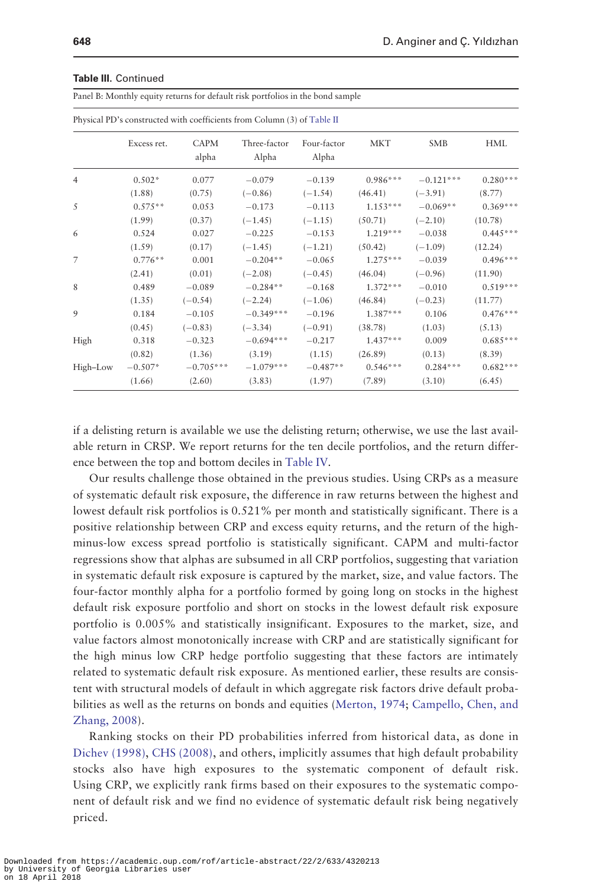**Table III.** Continued

Panel B: Monthly equity returns for default risk portfolios in the bond sample

Physical PD's constructed with coefficients from Column (3) of Table II

| | Excess ret. | CAPM alpha | Three-factor Alpha | Four-factor Alpha | MKT | SMB | HML |
|---|---|---|---|---|---|---|---|
| 4 | 0.502* | 0.077 | −0.079 | −0.139 | 0.986*** | −0.121*** | 0.280*** |
| | (1.88) | (0.75) | (−0.86) | (−1.54) | (46.41) | (−3.91) | (8.77) |
| 5 | 0.575** | 0.053 | −0.173 | −0.113 | 1.153*** | −0.069** | 0.369*** |
| | (1.99) | (0.37) | (−1.45) | (−1.15) | (50.71) | (−2.10) | (10.78) |
| 6 | 0.524 | 0.027 | −0.225 | −0.153 | 1.219*** | −0.038 | 0.445*** |
| | (1.59) | (0.17) | (−1.45) | (−1.21) | (50.42) | (−1.09) | (12.24) |
| 7 | 0.776** | 0.001 | −0.204** | −0.065 | 1.275*** | −0.039 | 0.496*** |
| | (2.41) | (0.01) | (−2.08) | (−0.45) | (46.04) | (−0.96) | (11.90) |
| 8 | 0.489 | −0.089 | −0.284** | −0.168 | 1.372*** | −0.010 | 0.519*** |
| | (1.35) | (−0.54) | (−2.24) | (−1.06) | (46.84) | (−0.23) | (11.77) |
| 9 | 0.184 | −0.105 | −0.349*** | −0.196 | 1.387*** | 0.106 | 0.476*** |
| | (0.45) | (−0.83) | (−3.34) | (−0.91) | (38.78) | (1.03) | (5.13) |
| High | 0.318 | −0.323 | −0.694*** | −0.217 | 1.437*** | 0.009 | 0.685*** |
| | (0.82) | (1.36) | (3.19) | (1.15) | (26.89) | (0.13) | (8.39) |
| High–Low | −0.507* | −0.705*** | −1.079*** | −0.487** | 0.546*** | 0.284*** | 0.682*** |
| | (1.66) | (2.60) | (3.83) | (1.97) | (7.89) | (3.10) | (6.45) |

if a delisting return is available we use the delisting return; otherwise, we use the last available return in CRSP. We report returns for the ten decile portfolios, and the return difference between the top and bottom deciles in Table IV.

Our results challenge those obtained in the previous studies. Using CRPs as a measure of systematic default risk exposure, the difference in raw returns between the highest and lowest default risk portfolios is 0.521% per month and statistically significant. There is a positive relationship between CRP and excess equity returns, and the return of the high-minus-low excess spread portfolio is statistically significant. CAPM and multi-factor regressions show that alphas are subsumed in all CRP portfolios, suggesting that variation in systematic default risk exposure is captured by the market, size, and value factors. The four-factor monthly alpha for a portfolio formed by going long on stocks in the highest default risk exposure portfolio and short on stocks in the lowest default risk exposure portfolio is 0.005% and statistically insignificant. Exposures to the market, size, and value factors almost monotonically increase with CRP and are statistically significant for the high minus low CRP hedge portfolio suggesting that these factors are intimately related to systematic default risk exposure. As mentioned earlier, these results are consistent with structural models of default in which aggregate risk factors drive default probabilities as well as the returns on bonds and equities (Merton, 1974; Campello, Chen, and Zhang, 2008).

Ranking stocks on their PD probabilities inferred from historical data, as done in Dichev (1998), CHS (2008), and others, implicitly assumes that high default probability stocks also have high exposures to the systematic component of default risk. Using CRP, we explicitly rank firms based on their exposures to the systematic component of default risk and we find no evidence of systematic default risk being negatively priced.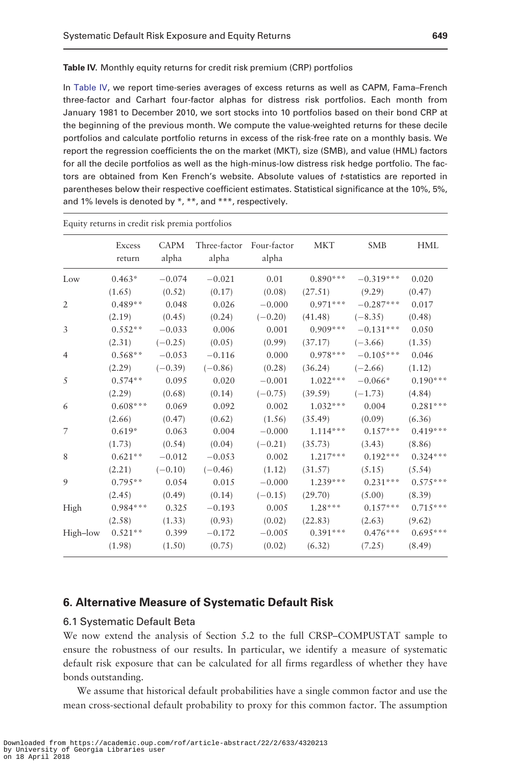**Table IV.** Monthly equity returns for credit risk premium (CRP) portfolios

In Table IV, we report time-series averages of excess returns as well as CAPM, Fama–French three-factor and Carhart four-factor alphas for distress risk portfolios. Each month from January 1981 to December 2010, we sort stocks into 10 portfolios based on their bond CRP at the beginning of the previous month. We compute the value-weighted returns for these decile portfolios and calculate portfolio returns in excess of the risk-free rate on a monthly basis. We report the regression coefficients the on the market (MKT), size (SMB), and value (HML) factors for all the decile portfolios as well as the high-minus-low distress risk hedge portfolio. The factors are obtained from Ken French's website. Absolute values of *t*-statistics are reported in parentheses below their respective coefficient estimates. Statistical significance at the 10%, 5%, and 1% levels is denoted by *, **, and ***, respectively.

Equity returns in credit risk premia portfolios

| | Excess return | CAPM alpha | Three-factor alpha | Four-factor alpha | MKT | SMB | HML |
|---|---|---|---|---|---|---|---|
| Low | 0.463* | −0.074 | −0.021 | 0.01 | 0.890*** | −0.319*** | 0.020 |
| | (1.65) | (0.52) | (0.17) | (0.08) | (27.51) | (9.29) | (0.47) |
| 2 | 0.489** | 0.048 | 0.026 | −0.000 | 0.971*** | −0.287*** | 0.017 |
| | (2.19) | (0.45) | (0.24) | (−0.20) | (41.48) | (−8.35) | (0.48) |
| 3 | 0.552** | −0.033 | 0.006 | 0.001 | 0.909*** | −0.131*** | 0.050 |
| | (2.31) | (−0.25) | (0.05) | (0.99) | (37.17) | (−3.66) | (1.35) |
| 4 | 0.568** | −0.053 | −0.116 | 0.000 | 0.978*** | −0.105*** | 0.046 |
| | (2.29) | (−0.39) | (−0.86) | (0.28) | (36.24) | (−2.66) | (1.12) |
| 5 | 0.574** | 0.095 | 0.020 | −0.001 | 1.022*** | −0.066* | 0.190*** |
| | (2.29) | (0.68) | (0.14) | (−0.75) | (39.59) | (−1.73) | (4.84) |
| 6 | 0.608*** | 0.069 | 0.092 | 0.002 | 1.032*** | 0.004 | 0.281*** |
| | (2.66) | (0.47) | (0.62) | (1.56) | (35.49) | (0.09) | (6.36) |
| 7 | 0.619* | 0.063 | 0.004 | −0.000 | 1.114*** | 0.157*** | 0.419*** |
| | (1.73) | (0.54) | (0.04) | (−0.21) | (35.73) | (3.43) | (8.86) |
| 8 | 0.621** | −0.012 | −0.053 | 0.002 | 1.217*** | 0.192*** | 0.324*** |
| | (2.21) | (−0.10) | (−0.46) | (1.12) | (31.57) | (5.15) | (5.54) |
| 9 | 0.795** | 0.054 | 0.015 | −0.000 | 1.239*** | 0.231*** | 0.575*** |
| | (2.45) | (0.49) | (0.14) | (−0.15) | (29.70) | (5.00) | (8.39) |
| High | 0.984*** | 0.325 | −0.193 | 0.005 | 1.28*** | 0.157*** | 0.715*** |
| | (2.58) | (1.33) | (0.93) | (0.02) | (22.83) | (2.63) | (9.62) |
| High–low | 0.521** | 0.399 | −0.172 | −0.005 | 0.391*** | 0.476*** | 0.695*** |
| | (1.98) | (1.50) | (0.75) | (0.02) | (6.32) | (7.25) | (8.49) |

## 6. Alternative Measure of Systematic Default Risk

### 6.1 Systematic Default Beta

We now extend the analysis of Section 5.2 to the full CRSP–COMPUSTAT sample to ensure the robustness of our results. In particular, we identify a measure of systematic default risk exposure that can be calculated for all firms regardless of whether they have bonds outstanding.

We assume that historical default probabilities have a single common factor and use the mean cross-sectional default probability to proxy for this common factor. The assumption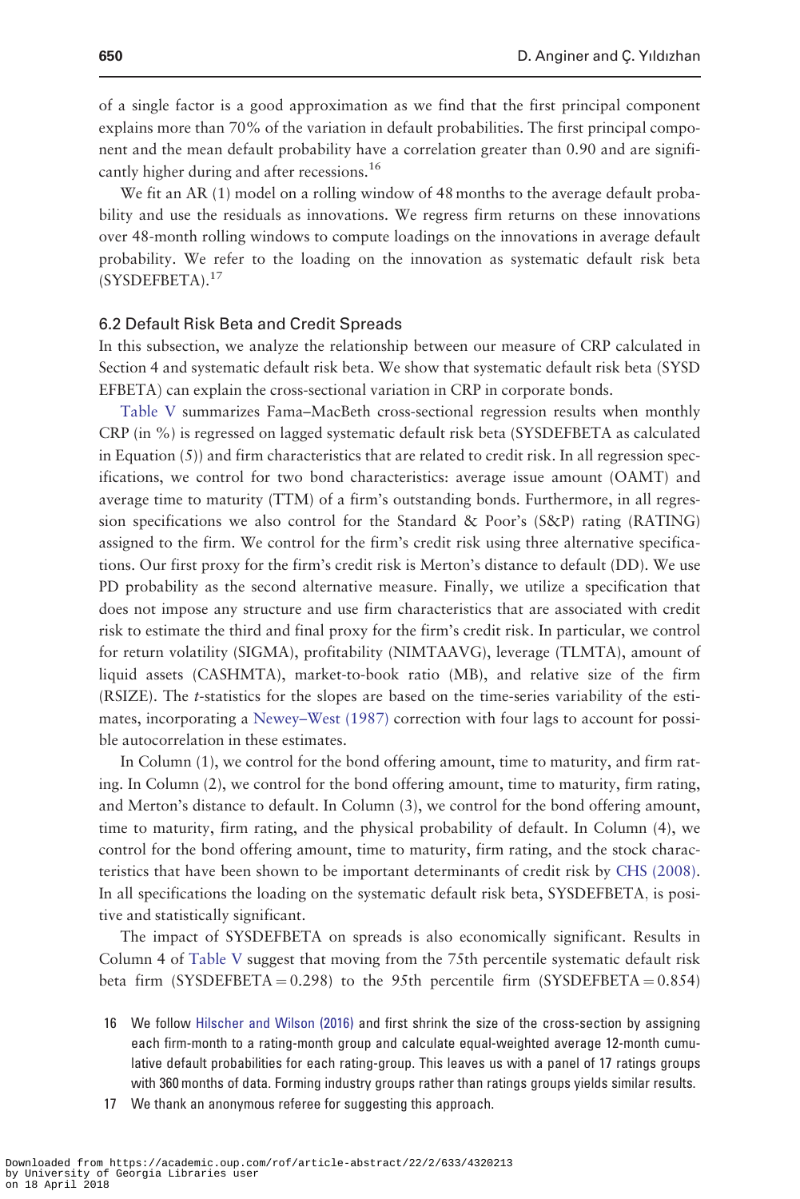of a single factor is a good approximation as we find that the first principal component explains more than 70% of the variation in default probabilities. The first principal component and the mean default probability have a correlation greater than 0.90 and are significantly higher during and after recessions.[16]

We fit an AR (1) model on a rolling window of 48 months to the average default probability and use the residuals as innovations. We regress firm returns on these innovations over 48-month rolling windows to compute loadings on the innovations in average default probability. We refer to the loading on the innovation as systematic default risk beta (SYSDEFBETA).[17]

### 6.2 Default Risk Beta and Credit Spreads

In this subsection, we analyze the relationship between our measure of CRP calculated in Section 4 and systematic default risk beta. We show that systematic default risk beta (SYSDEFBETA) can explain the cross-sectional variation in CRP in corporate bonds.

Table V summarizes Fama–MacBeth cross-sectional regression results when monthly CRP (in %) is regressed on lagged systematic default risk beta (SYSDEFBETA as calculated in Equation (5)) and firm characteristics that are related to credit risk. In all regression specifications, we control for two bond characteristics: average issue amount (OAMT) and average time to maturity (TTM) of a firm's outstanding bonds. Furthermore, in all regression specifications we also control for the Standard & Poor's (S&P) rating (RATING) assigned to the firm. We control for the firm's credit risk using three alternative specifications. Our first proxy for the firm's credit risk is Merton's distance to default (DD). We use PD probability as the second alternative measure. Finally, we utilize a specification that does not impose any structure and use firm characteristics that are associated with credit risk to estimate the third and final proxy for the firm's credit risk. In particular, we control for return volatility (SIGMA), profitability (NIMTAAVG), leverage (TLMTA), amount of liquid assets (CASHMTA), market-to-book ratio (MB), and relative size of the firm (RSIZE). The *t*-statistics for the slopes are based on the time-series variability of the estimates, incorporating a Newey–West (1987) correction with four lags to account for possible autocorrelation in these estimates.

In Column (1), we control for the bond offering amount, time to maturity, and firm rating. In Column (2), we control for the bond offering amount, time to maturity, firm rating, and Merton's distance to default. In Column (3), we control for the bond offering amount, time to maturity, firm rating, and the physical probability of default. In Column (4), we control for the bond offering amount, time to maturity, firm rating, and the stock characteristics that have been shown to be important determinants of credit risk by CHS (2008). In all specifications the loading on the systematic default risk beta, SYSDEFBETA, is positive and statistically significant.

The impact of SYSDEFBETA on spreads is also economically significant. Results in Column 4 of Table V suggest that moving from the 75th percentile systematic default risk beta firm (SYSDEFBETA = 0.298) to the 95th percentile firm (SYSDEFBETA = 0.854)

---

16 We follow Hilscher and Wilson (2016) and first shrink the size of the cross-section by assigning each firm-month to a rating-month group and calculate equal-weighted average 12-month cumulative default probabilities for each rating-group. This leaves us with a panel of 17 ratings groups with 360 months of data. Forming industry groups rather than ratings groups yields similar results.

17 We thank an anonymous referee for suggesting this approach.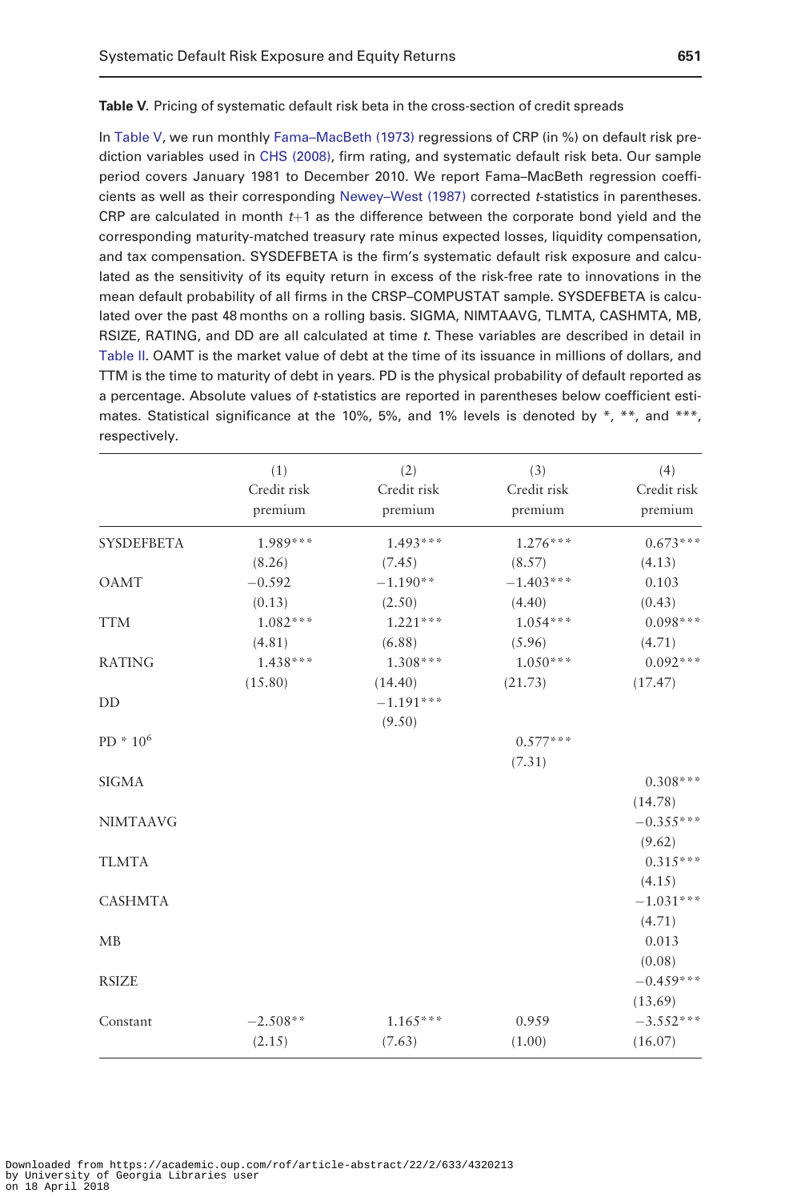**Table V.** Pricing of systematic default risk beta in the cross-section of credit spreads

In Table V, we run monthly Fama–MacBeth (1973) regressions of CRP (in %) on default risk prediction variables used in CHS (2008), firm rating, and systematic default risk beta. Our sample period covers January 1981 to December 2010. We report Fama–MacBeth regression coefficients as well as their corresponding Newey–West (1987) corrected *t*-statistics in parentheses. CRP are calculated in month $t+1$ as the difference between the corporate bond yield and the corresponding maturity-matched treasury rate minus expected losses, liquidity compensation, and tax compensation. SYSDEFBETA is the firm's systematic default risk exposure and calculated as the sensitivity of its equity return in excess of the risk-free rate to innovations in the mean default probability of all firms in the CRSP–COMPUSTAT sample. SYSDEFBETA is calculated over the past 48 months on a rolling basis. SIGMA, NIMTAAVG, TLMTA, CASHMTA, MB, RSIZE, RATING, and DD are all calculated at time *t*. These variables are described in detail in Table II. OAMT is the market value of debt at the time of its issuance in millions of dollars, and TTM is the time to maturity of debt in years. PD is the physical probability of default reported as a percentage. Absolute values of *t*-statistics are reported in parentheses below coefficient estimates. Statistical significance at the 10%, 5%, and 1% levels is denoted by *, **, and ***, respectively.

| | (1) Credit risk premium | (2) Credit risk premium | (3) Credit risk premium | (4) Credit risk premium |
|---|---|---|---|---|
| SYSDEFBETA | 1.989*** | 1.493*** | 1.276*** | 0.673*** |
| | (8.26) | (7.45) | (8.57) | (4.13) |
| OAMT | −0.592 | −1.190** | −1.403*** | 0.103 |
| | (0.13) | (2.50) | (4.40) | (0.43) |
| TTM | 1.082*** | 1.221*** | 1.054*** | 0.098*** |
| | (4.81) | (6.88) | (5.96) | (4.71) |
| RATING | 1.438*** | 1.308*** | 1.050*** | 0.092*** |
| | (15.80) | (14.40) | (21.73) | (17.47) |
| DD | | −1.191*** | | |
| | | (9.50) | | |
| PD * $10^6$ | | | 0.577*** | |
| | | | (7.31) | |
| SIGMA | | | | 0.308*** |
| | | | | (14.78) |
| NIMTAAVG | | | | −0.355*** |
| | | | | (9.62) |
| TLMTA | | | | 0.315*** |
| | | | | (4.15) |
| CASHMTA | | | | −1.031*** |
| | | | | (4.71) |
| MB | | | | 0.013 |
| | | | | (0.08) |
| RSIZE | | | | −0.459*** |
| | | | | (13.69) |
| Constant | −2.508** | 1.165*** | 0.959 | −3.552*** |
| | (2.15) | (7.63) | (1.00) | (16.07) |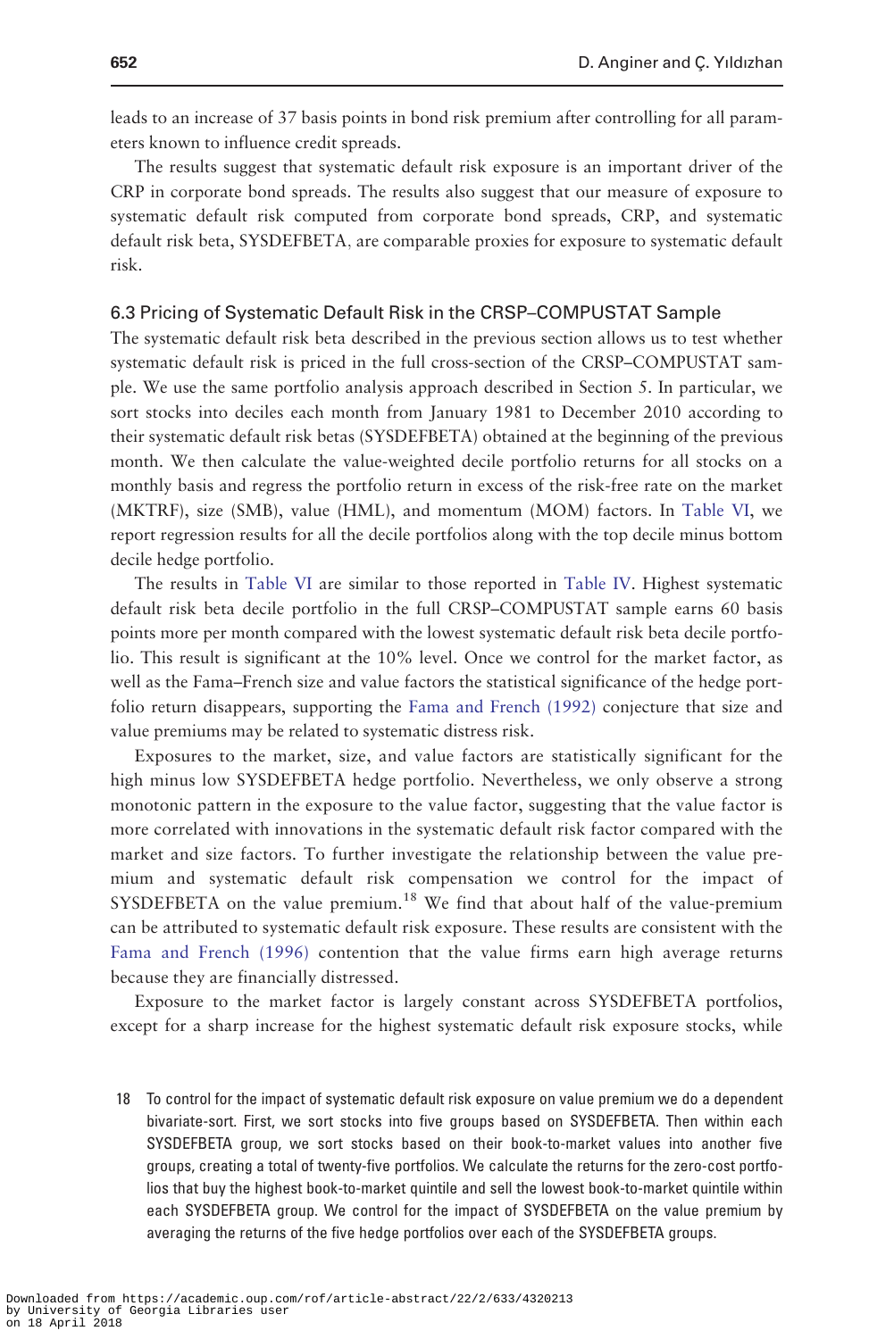leads to an increase of 37 basis points in bond risk premium after controlling for all parameters known to influence credit spreads.

The results suggest that systematic default risk exposure is an important driver of the CRP in corporate bond spreads. The results also suggest that our measure of exposure to systematic default risk computed from corporate bond spreads, CRP, and systematic default risk beta, SYSDEFBETA, are comparable proxies for exposure to systematic default risk.

### 6.3 Pricing of Systematic Default Risk in the CRSP–COMPUSTAT Sample

The systematic default risk beta described in the previous section allows us to test whether systematic default risk is priced in the full cross-section of the CRSP–COMPUSTAT sample. We use the same portfolio analysis approach described in Section 5. In particular, we sort stocks into deciles each month from January 1981 to December 2010 according to their systematic default risk betas (SYSDEFBETA) obtained at the beginning of the previous month. We then calculate the value-weighted decile portfolio returns for all stocks on a monthly basis and regress the portfolio return in excess of the risk-free rate on the market (MKTRF), size (SMB), value (HML), and momentum (MOM) factors. In Table VI, we report regression results for all the decile portfolios along with the top decile minus bottom decile hedge portfolio.

The results in Table VI are similar to those reported in Table IV. Highest systematic default risk beta decile portfolio in the full CRSP–COMPUSTAT sample earns 60 basis points more per month compared with the lowest systematic default risk beta decile portfolio. This result is significant at the 10% level. Once we control for the market factor, as well as the Fama–French size and value factors the statistical significance of the hedge portfolio return disappears, supporting the Fama and French (1992) conjecture that size and value premiums may be related to systematic distress risk.

Exposures to the market, size, and value factors are statistically significant for the high minus low SYSDEFBETA hedge portfolio. Nevertheless, we only observe a strong monotonic pattern in the exposure to the value factor, suggesting that the value factor is more correlated with innovations in the systematic default risk factor compared with the market and size factors. To further investigate the relationship between the value premium and systematic default risk compensation we control for the impact of SYSDEFBETA on the value premium.[18] We find that about half of the value-premium can be attributed to systematic default risk exposure. These results are consistent with the Fama and French (1996) contention that the value firms earn high average returns because they are financially distressed.

Exposure to the market factor is largely constant across SYSDEFBETA portfolios, except for a sharp increase for the highest systematic default risk exposure stocks, while

18 To control for the impact of systematic default risk exposure on value premium we do a dependent bivariate-sort. First, we sort stocks into five groups based on SYSDEFBETA. Then within each SYSDEFBETA group, we sort stocks based on their book-to-market values into another five groups, creating a total of twenty-five portfolios. We calculate the returns for the zero-cost portfolios that buy the highest book-to-market quintile and sell the lowest book-to-market quintile within each SYSDEFBETA group. We control for the impact of SYSDEFBETA on the value premium by averaging the returns of the five hedge portfolios over each of the SYSDEFBETA groups.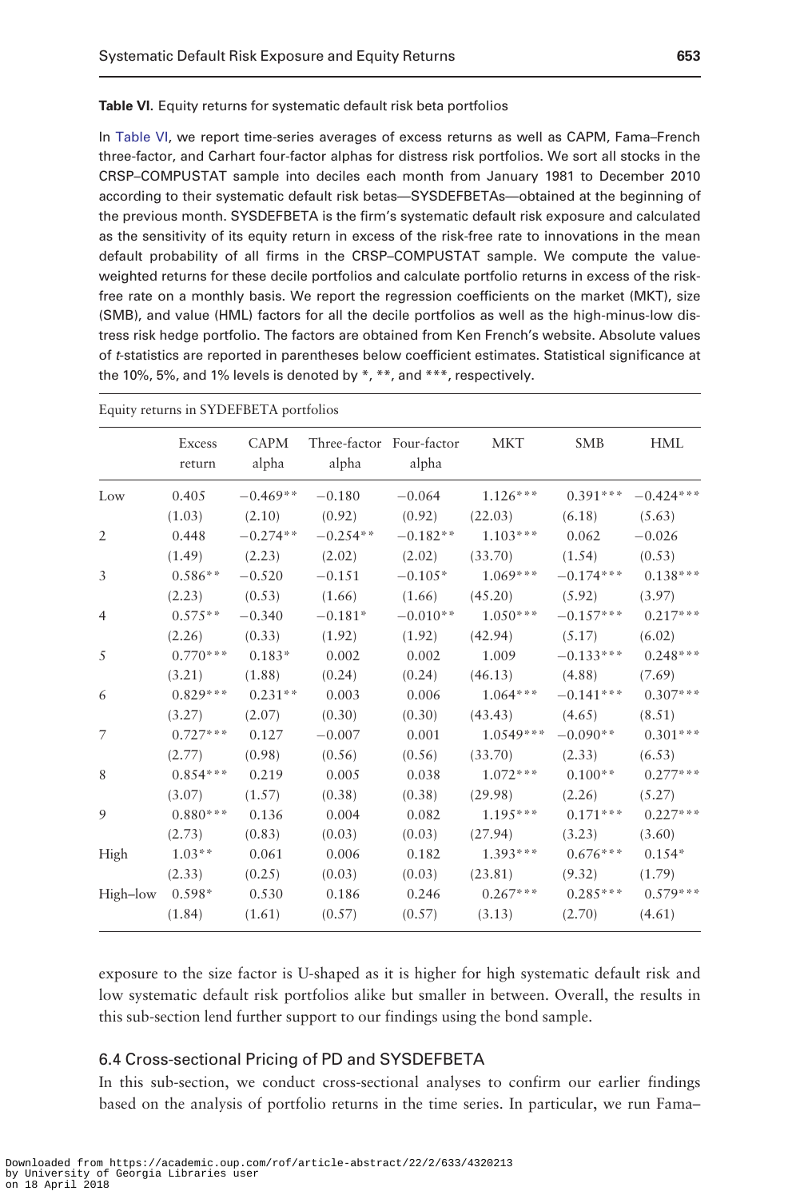**Table VI.** Equity returns for systematic default risk beta portfolios

In Table VI, we report time-series averages of excess returns as well as CAPM, Fama–French three-factor, and Carhart four-factor alphas for distress risk portfolios. We sort all stocks in the CRSP–COMPUSTAT sample into deciles each month from January 1981 to December 2010 according to their systematic default risk betas—SYSDEFBETAs—obtained at the beginning of the previous month. SYSDEFBETA is the firm's systematic default risk exposure and calculated as the sensitivity of its equity return in excess of the risk-free rate to innovations in the mean default probability of all firms in the CRSP–COMPUSTAT sample. We compute the value-weighted returns for these decile portfolios and calculate portfolio returns in excess of the risk-free rate on a monthly basis. We report the regression coefficients on the market (MKT), size (SMB), and value (HML) factors for all the decile portfolios as well as the high-minus-low distress risk hedge portfolio. The factors are obtained from Ken French's website. Absolute values of *t*-statistics are reported in parentheses below coefficient estimates. Statistical significance at the 10%, 5%, and 1% levels is denoted by *, **, and ***, respectively.

Equity returns in SYDEFBETA portfolios

| | Excess return | CAPM alpha | Three-factor alpha | Four-factor alpha | MKT | SMB | HML |
|---|---|---|---|---|---|---|---|
| Low | 0.405 | −0.469** | −0.180 | −0.064 | 1.126*** | 0.391*** | −0.424*** |
| | (1.03) | (2.10) | (0.92) | (0.92) | (22.03) | (6.18) | (5.63) |
| 2 | 0.448 | −0.274** | −0.254** | −0.182** | 1.103*** | 0.062 | −0.026 |
| | (1.49) | (2.23) | (2.02) | (2.02) | (33.70) | (1.54) | (0.53) |
| 3 | 0.586** | −0.520 | −0.151 | −0.105* | 1.069*** | −0.174*** | 0.138*** |
| | (2.23) | (0.53) | (1.66) | (1.66) | (45.20) | (5.92) | (3.97) |
| 4 | 0.575** | −0.340 | −0.181* | −0.010** | 1.050*** | −0.157*** | 0.217*** |
| | (2.26) | (0.33) | (1.92) | (1.92) | (42.94) | (5.17) | (6.02) |
| 5 | 0.770*** | 0.183* | 0.002 | 0.002 | 1.009 | −0.133*** | 0.248*** |
| | (3.21) | (1.88) | (0.24) | (0.24) | (46.13) | (4.88) | (7.69) |
| 6 | 0.829*** | 0.231** | 0.003 | 0.006 | 1.064*** | −0.141*** | 0.307*** |
| | (3.27) | (2.07) | (0.30) | (0.30) | (43.43) | (4.65) | (8.51) |
| 7 | 0.727*** | 0.127 | −0.007 | 0.001 | 1.0549*** | −0.090** | 0.301*** |
| | (2.77) | (0.98) | (0.56) | (0.56) | (33.70) | (2.33) | (6.53) |
| 8 | 0.854*** | 0.219 | 0.005 | 0.038 | 1.072*** | 0.100** | 0.277*** |
| | (3.07) | (1.57) | (0.38) | (0.38) | (29.98) | (2.26) | (5.27) |
| 9 | 0.880*** | 0.136 | 0.004 | 0.082 | 1.195*** | 0.171*** | 0.227*** |
| | (2.73) | (0.83) | (0.03) | (0.03) | (27.94) | (3.23) | (3.60) |
| High | 1.03** | 0.061 | 0.006 | 0.182 | 1.393*** | 0.676*** | 0.154* |
| | (2.33) | (0.25) | (0.03) | (0.03) | (23.81) | (9.32) | (1.79) |
| High–low | 0.598* | 0.530 | 0.186 | 0.246 | 0.267*** | 0.285*** | 0.579*** |
| | (1.84) | (1.61) | (0.57) | (0.57) | (3.13) | (2.70) | (4.61) |

exposure to the size factor is U-shaped as it is higher for high systematic default risk and low systematic default risk portfolios alike but smaller in between. Overall, the results in this sub-section lend further support to our findings using the bond sample.

### 6.4 Cross-sectional Pricing of PD and SYSDEFBETA

In this sub-section, we conduct cross-sectional analyses to confirm our earlier findings based on the analysis of portfolio returns in the time series. In particular, we run Fama–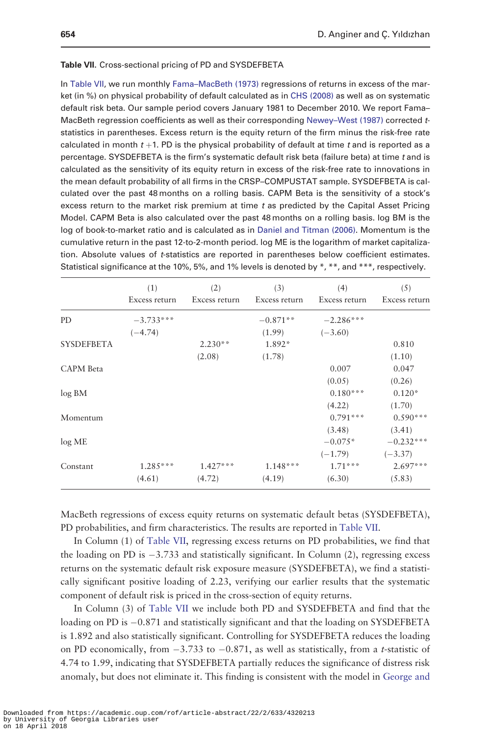**Table VII.** Cross-sectional pricing of PD and SYSDEFBETA

In Table VII, we run monthly Fama–MacBeth (1973) regressions of returns in excess of the market (in %) on physical probability of default calculated as in CHS (2008) as well as on systematic default risk beta. Our sample period covers January 1981 to December 2010. We report Fama–MacBeth regression coefficients as well as their corresponding Newey–West (1987) corrected *t*-statistics in parentheses. Excess return is the equity return of the firm minus the risk-free rate calculated in month $t+1$. PD is the physical probability of default at time *t* and is reported as a percentage. SYSDEFBETA is the firm's systematic default risk beta (failure beta) at time *t* and is calculated as the sensitivity of its equity return in excess of the risk-free rate to innovations in the mean default probability of all firms in the CRSP–COMPUSTAT sample. SYSDEFBETA is calculated over the past 48 months on a rolling basis. CAPM Beta is the sensitivity of a stock's excess return to the market risk premium at time *t* as predicted by the Capital Asset Pricing Model. CAPM Beta is also calculated over the past 48 months on a rolling basis. log BM is the log of book-to-market ratio and is calculated as in Daniel and Titman (2006). Momentum is the cumulative return in the past 12-to-2-month period. log ME is the logarithm of market capitalization. Absolute values of *t*-statistics are reported in parentheses below coefficient estimates. Statistical significance at the 10%, 5%, and 1% levels is denoted by *, **, and ***, respectively.

| | (1) Excess return | (2) Excess return | (3) Excess return | (4) Excess return | (5) Excess return |
|---|---|---|---|---|---|
| PD | −3.733*** | | −0.871** | −2.286*** | |
| | (−4.74) | | (1.99) | (−3.60) | |
| SYSDEFBETA | | 2.230** | 1.892* | | 0.810 |
| | | (2.08) | (1.78) | | (1.10) |
| CAPM Beta | | | | 0.007 | 0.047 |
| | | | | (0.05) | (0.26) |
| log BM | | | | 0.180*** | 0.120* |
| | | | | (4.22) | (1.70) |
| Momentum | | | | 0.791*** | 0.590*** |
| | | | | (3.48) | (3.41) |
| log ME | | | | −0.075* | −0.232*** |
| | | | | (−1.79) | (−3.37) |
| Constant | 1.285*** | 1.427*** | 1.148*** | 1.71*** | 2.697*** |
| | (4.61) | (4.72) | (4.19) | (6.30) | (5.83) |

MacBeth regressions of excess equity returns on systematic default betas (SYSDEFBETA), PD probabilities, and firm characteristics. The results are reported in Table VII.

In Column (1) of Table VII, regressing excess returns on PD probabilities, we find that the loading on PD is −3.733 and statistically significant. In Column (2), regressing excess returns on the systematic default risk exposure measure (SYSDEFBETA), we find a statistically significant positive loading of 2.23, verifying our earlier results that the systematic component of default risk is priced in the cross-section of equity returns.

In Column (3) of Table VII we include both PD and SYSDEFBETA and find that the loading on PD is −0.871 and statistically significant and that the loading on SYSDEFBETA is 1.892 and also statistically significant. Controlling for SYSDEFBETA reduces the loading on PD economically, from −3.733 to −0.871, as well as statistically, from a *t*-statistic of 4.74 to 1.99, indicating that SYSDEFBETA partially reduces the significance of distress risk anomaly, but does not eliminate it. This finding is consistent with the model in George and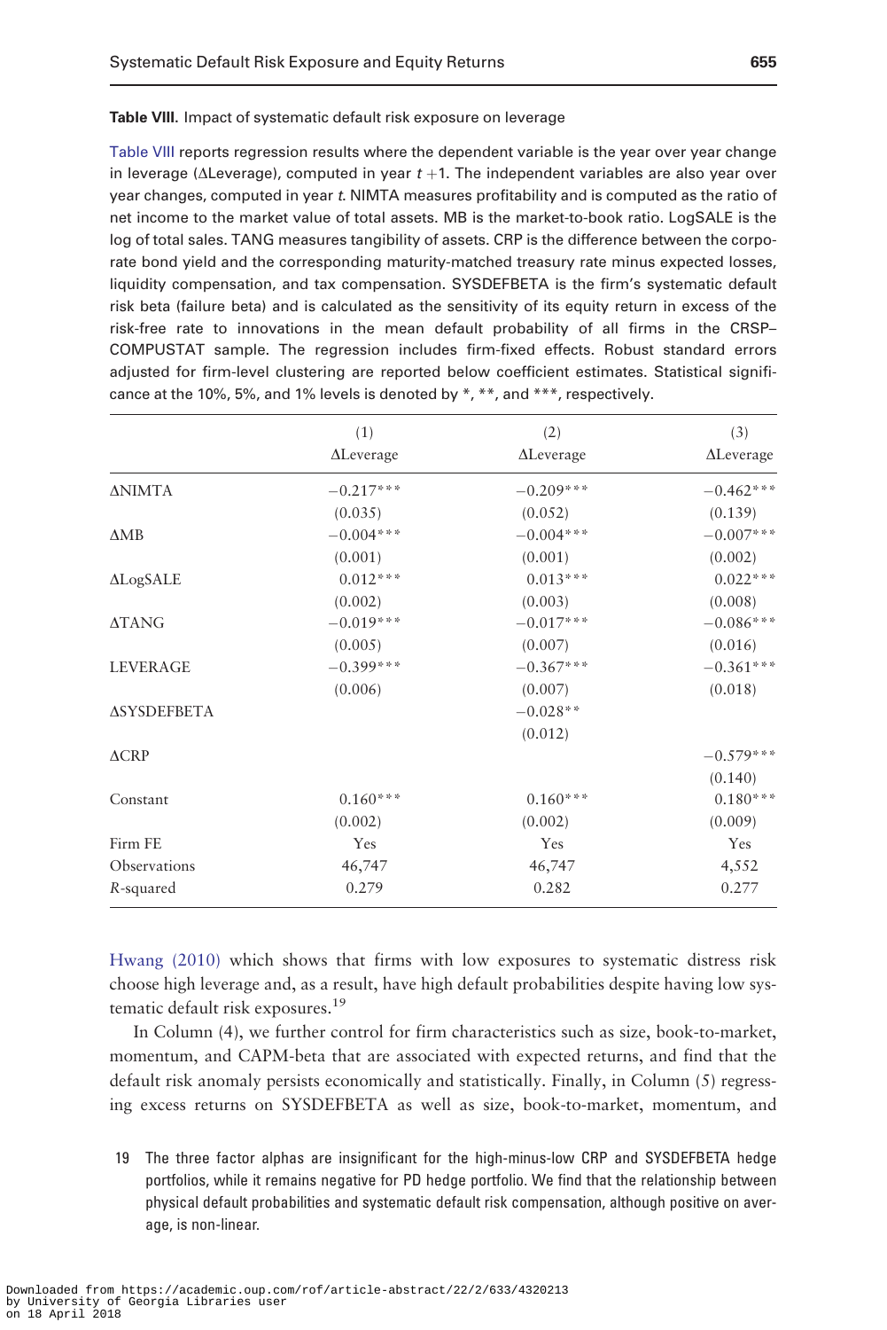**Table VIII.** Impact of systematic default risk exposure on leverage

Table VIII reports regression results where the dependent variable is the year over year change in leverage (ΔLeverage), computed in year $t+1$. The independent variables are also year over year changes, computed in year $t$. NIMTA measures profitability and is computed as the ratio of net income to the market value of total assets. MB is the market-to-book ratio. LogSALE is the log of total sales. TANG measures tangibility of assets. CRP is the difference between the corporate bond yield and the corresponding maturity-matched treasury rate minus expected losses, liquidity compensation, and tax compensation. SYSDEFBETA is the firm's systematic default risk beta (failure beta) and is calculated as the sensitivity of its equity return in excess of the risk-free rate to innovations in the mean default probability of all firms in the CRSP–COMPUSTAT sample. The regression includes firm-fixed effects. Robust standard errors adjusted for firm-level clustering are reported below coefficient estimates. Statistical significance at the 10%, 5%, and 1% levels is denoted by *, **, and ***, respectively.

| | (1) | (2) | (3) |
|---|---|---|---|
| | ΔLeverage | ΔLeverage | ΔLeverage |
| ΔNIMTA | −0.217*** | −0.209*** | −0.462*** |
| | (0.035) | (0.052) | (0.139) |
| ΔMB | −0.004*** | −0.004*** | −0.007*** |
| | (0.001) | (0.001) | (0.002) |
| ΔLogSALE | 0.012*** | 0.013*** | 0.022*** |
| | (0.002) | (0.003) | (0.008) |
| ΔTANG | −0.019*** | −0.017*** | −0.086*** |
| | (0.005) | (0.007) | (0.016) |
| LEVERAGE | −0.399*** | −0.367*** | −0.361*** |
| | (0.006) | (0.007) | (0.018) |
| ΔSYSDEFBETA | | −0.028** | |
| | | (0.012) | |
| ΔCRP | | | −0.579*** |
| | | | (0.140) |
| Constant | 0.160*** | 0.160*** | 0.180*** |
| | (0.002) | (0.002) | (0.009) |
| Firm FE | Yes | Yes | Yes |
| Observations | 46,747 | 46,747 | 4,552 |
| $R$-squared | 0.279 | 0.282 | 0.277 |

Hwang (2010) which shows that firms with low exposures to systematic distress risk choose high leverage and, as a result, have high default probabilities despite having low systematic default risk exposures.[19]

In Column (4), we further control for firm characteristics such as size, book-to-market, momentum, and CAPM-beta that are associated with expected returns, and find that the default risk anomaly persists economically and statistically. Finally, in Column (5) regressing excess returns on SYSDEFBETA as well as size, book-to-market, momentum, and

19 The three factor alphas are insignificant for the high-minus-low CRP and SYSDEFBETA hedge portfolios, while it remains negative for PD hedge portfolio. We find that the relationship between physical default probabilities and systematic default risk compensation, although positive on average, is non-linear.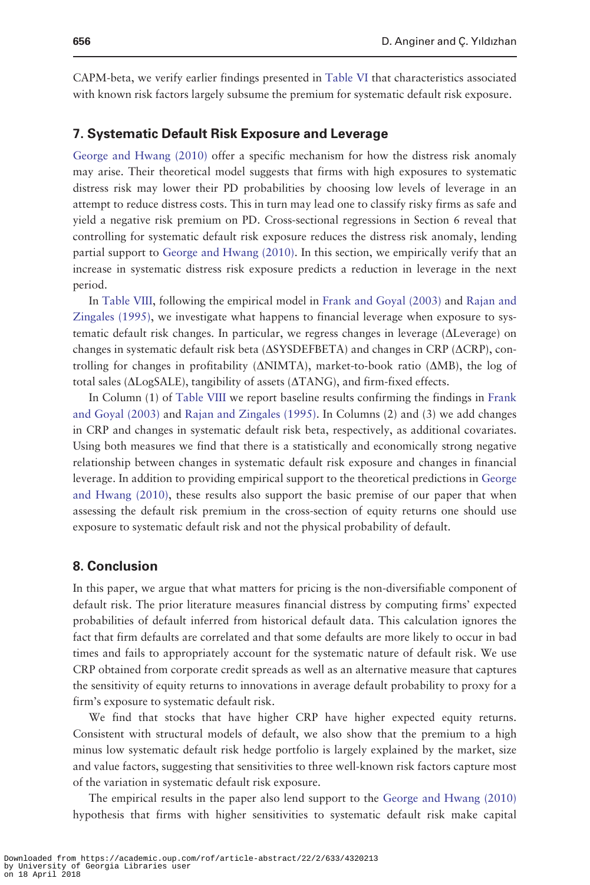CAPM-beta, we verify earlier findings presented in Table VI that characteristics associated with known risk factors largely subsume the premium for systematic default risk exposure.

## 7. Systematic Default Risk Exposure and Leverage

George and Hwang (2010) offer a specific mechanism for how the distress risk anomaly may arise. Their theoretical model suggests that firms with high exposures to systematic distress risk may lower their PD probabilities by choosing low levels of leverage in an attempt to reduce distress costs. This in turn may lead one to classify risky firms as safe and yield a negative risk premium on PD. Cross-sectional regressions in Section 6 reveal that controlling for systematic default risk exposure reduces the distress risk anomaly, lending partial support to George and Hwang (2010). In this section, we empirically verify that an increase in systematic distress risk exposure predicts a reduction in leverage in the next period.

In Table VIII, following the empirical model in Frank and Goyal (2003) and Rajan and Zingales (1995), we investigate what happens to financial leverage when exposure to systematic default risk changes. In particular, we regress changes in leverage (ΔLeverage) on changes in systematic default risk beta (ΔSYSDEFBETA) and changes in CRP (ΔCRP), controlling for changes in profitability (ΔNIMTA), market-to-book ratio (ΔMB), the log of total sales (ΔLogSALE), tangibility of assets (ΔTANG), and firm-fixed effects.

In Column (1) of Table VIII we report baseline results confirming the findings in Frank and Goyal (2003) and Rajan and Zingales (1995). In Columns (2) and (3) we add changes in CRP and changes in systematic default risk beta, respectively, as additional covariates. Using both measures we find that there is a statistically and economically strong negative relationship between changes in systematic default risk exposure and changes in financial leverage. In addition to providing empirical support to the theoretical predictions in George and Hwang (2010), these results also support the basic premise of our paper that when assessing the default risk premium in the cross-section of equity returns one should use exposure to systematic default risk and not the physical probability of default.

## 8. Conclusion

In this paper, we argue that what matters for pricing is the non-diversifiable component of default risk. The prior literature measures financial distress by computing firms' expected probabilities of default inferred from historical default data. This calculation ignores the fact that firm defaults are correlated and that some defaults are more likely to occur in bad times and fails to appropriately account for the systematic nature of default risk. We use CRP obtained from corporate credit spreads as well as an alternative measure that captures the sensitivity of equity returns to innovations in average default probability to proxy for a firm's exposure to systematic default risk.

We find that stocks that have higher CRP have higher expected equity returns. Consistent with structural models of default, we also show that the premium to a high minus low systematic default risk hedge portfolio is largely explained by the market, size and value factors, suggesting that sensitivities to three well-known risk factors capture most of the variation in systematic default risk exposure.

The empirical results in the paper also lend support to the George and Hwang (2010) hypothesis that firms with higher sensitivities to systematic default risk make capital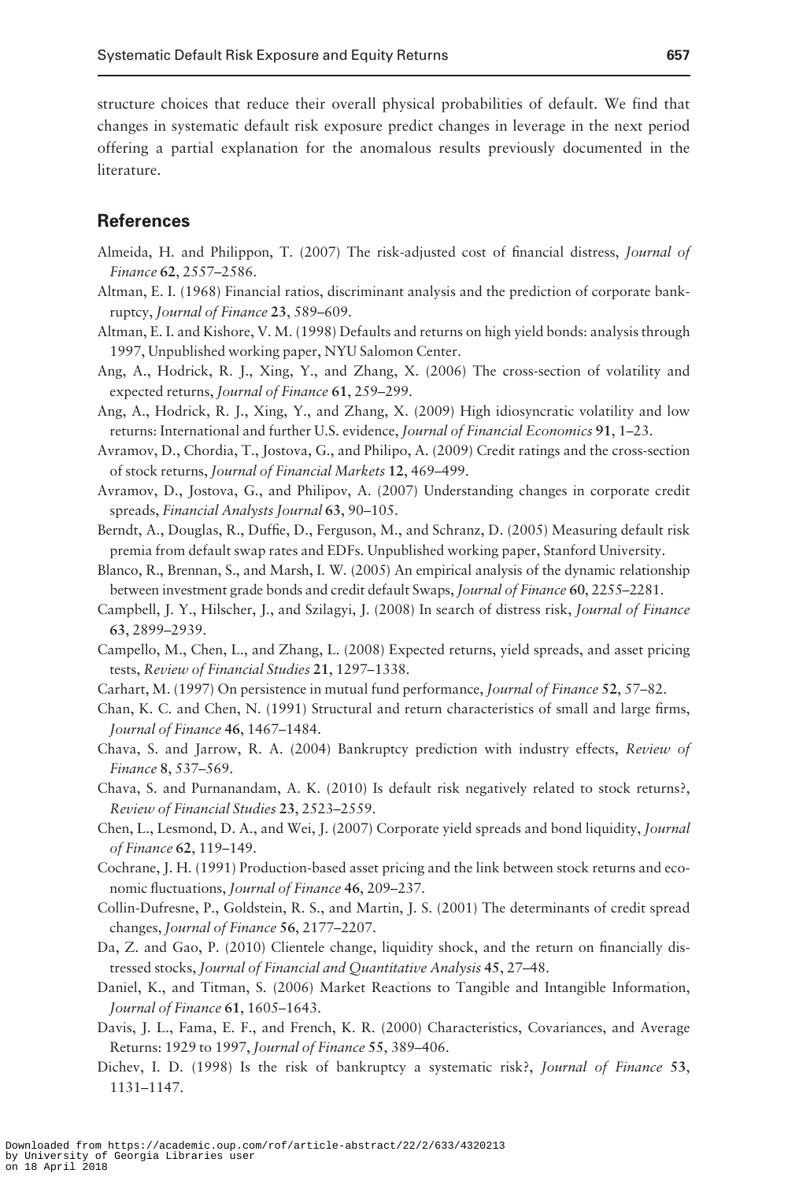structure choices that reduce their overall physical probabilities of default. We find that changes in systematic default risk exposure predict changes in leverage in the next period offering a partial explanation for the anomalous results previously documented in the literature.

## References

Almeida, H. and Philippon, T. (2007) The risk-adjusted cost of financial distress, *Journal of Finance* **62**, 2557–2586.

Altman, E. I. (1968) Financial ratios, discriminant analysis and the prediction of corporate bankruptcy, *Journal of Finance* **23**, 589–609.

Altman, E. I. and Kishore, V. M. (1998) Defaults and returns on high yield bonds: analysis through 1997, Unpublished working paper, NYU Salomon Center.

Ang, A., Hodrick, R. J., Xing, Y., and Zhang, X. (2006) The cross-section of volatility and expected returns, *Journal of Finance* **61**, 259–299.

Ang, A., Hodrick, R. J., Xing, Y., and Zhang, X. (2009) High idiosyncratic volatility and low returns: International and further U.S. evidence, *Journal of Financial Economics* **91**, 1–23.

Avramov, D., Chordia, T., Jostova, G., and Philipo, A. (2009) Credit ratings and the cross-section of stock returns, *Journal of Financial Markets* **12**, 469–499.

Avramov, D., Jostova, G., and Philipov, A. (2007) Understanding changes in corporate credit spreads, *Financial Analysts Journal* **63**, 90–105.

Berndt, A., Douglas, R., Duffie, D., Ferguson, M., and Schranz, D. (2005) Measuring default risk premia from default swap rates and EDFs. Unpublished working paper, Stanford University.

Blanco, R., Brennan, S., and Marsh, I. W. (2005) An empirical analysis of the dynamic relationship between investment grade bonds and credit default Swaps, *Journal of Finance* **60**, 2255–2281.

Campbell, J. Y., Hilscher, J., and Szilagyi, J. (2008) In search of distress risk, *Journal of Finance* **63**, 2899–2939.

Campello, M., Chen, L., and Zhang, L. (2008) Expected returns, yield spreads, and asset pricing tests, *Review of Financial Studies* **21**, 1297–1338.

Carhart, M. (1997) On persistence in mutual fund performance, *Journal of Finance* **52**, 57–82.

Chan, K. C. and Chen, N. (1991) Structural and return characteristics of small and large firms, *Journal of Finance* **46**, 1467–1484.

Chava, S. and Jarrow, R. A. (2004) Bankruptcy prediction with industry effects, *Review of Finance* **8**, 537–569.

Chava, S. and Purnanandam, A. K. (2010) Is default risk negatively related to stock returns?, *Review of Financial Studies* **23**, 2523–2559.

Chen, L., Lesmond, D. A., and Wei, J. (2007) Corporate yield spreads and bond liquidity, *Journal of Finance* **62**, 119–149.

Cochrane, J. H. (1991) Production-based asset pricing and the link between stock returns and economic fluctuations, *Journal of Finance* **46**, 209–237.

Collin-Dufresne, P., Goldstein, R. S., and Martin, J. S. (2001) The determinants of credit spread changes, *Journal of Finance* **56**, 2177–2207.

Da, Z. and Gao, P. (2010) Clientele change, liquidity shock, and the return on financially distressed stocks, *Journal of Financial and Quantitative Analysis* **45**, 27–48.

Daniel, K., and Titman, S. (2006) Market Reactions to Tangible and Intangible Information, *Journal of Finance* **61**, 1605–1643.

Davis, J. L., Fama, E. F., and French, K. R. (2000) Characteristics, Covariances, and Average Returns: 1929 to 1997, *Journal of Finance* **55**, 389–406.

Dichev, I. D. (1998) Is the risk of bankruptcy a systematic risk?, *Journal of Finance* **53**, 1131–1147.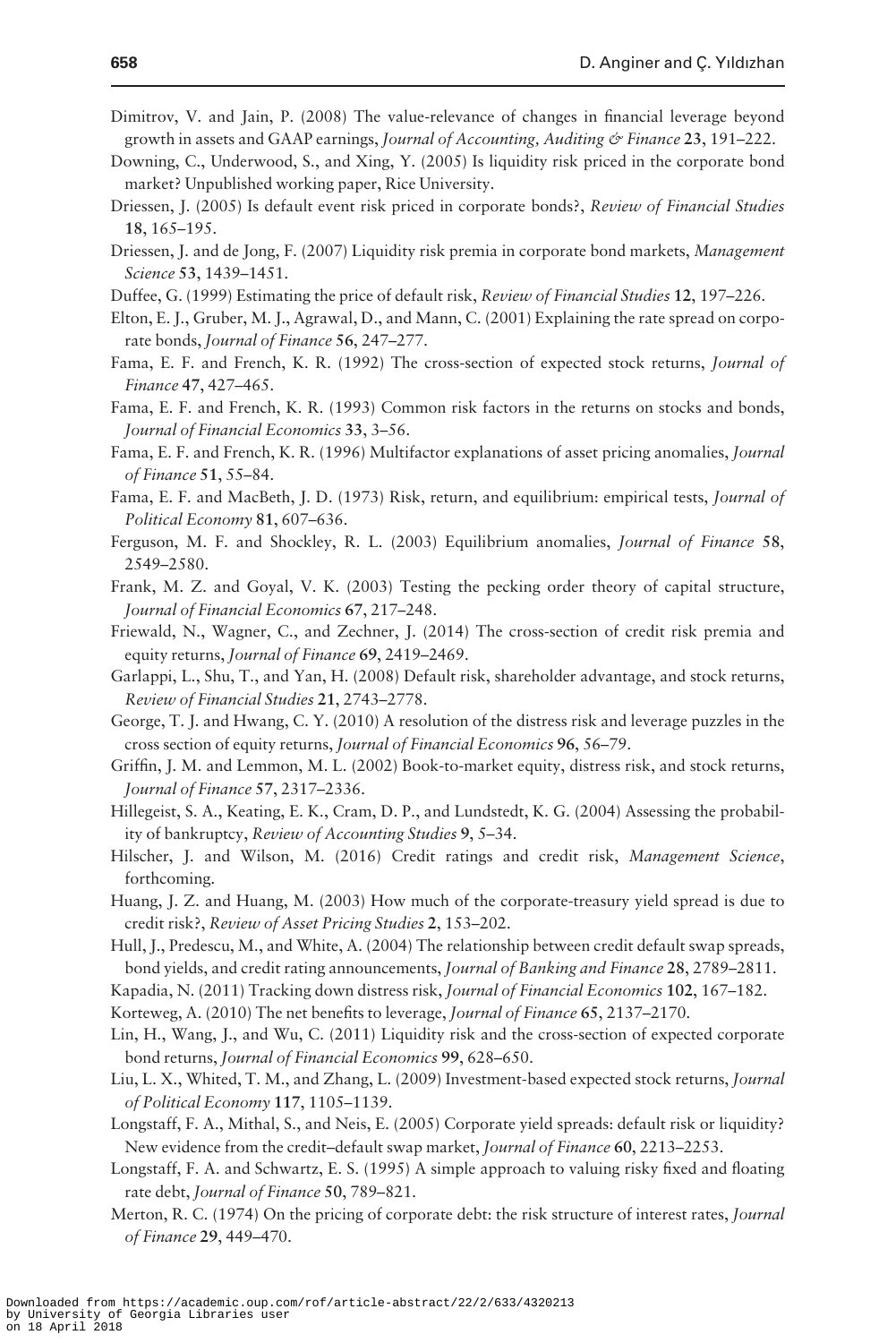Dimitrov, V. and Jain, P. (2008) The value-relevance of changes in financial leverage beyond growth in assets and GAAP earnings, *Journal of Accounting, Auditing & Finance* **23**, 191–222.

Downing, C., Underwood, S., and Xing, Y. (2005) Is liquidity risk priced in the corporate bond market? Unpublished working paper, Rice University.

Driessen, J. (2005) Is default event risk priced in corporate bonds?, *Review of Financial Studies* **18**, 165–195.

Driessen, J. and de Jong, F. (2007) Liquidity risk premia in corporate bond markets, *Management Science* **53**, 1439–1451.

Duffee, G. (1999) Estimating the price of default risk, *Review of Financial Studies* **12**, 197–226.

Elton, E. J., Gruber, M. J., Agrawal, D., and Mann, C. (2001) Explaining the rate spread on corporate bonds, *Journal of Finance* **56**, 247–277.

Fama, E. F. and French, K. R. (1992) The cross-section of expected stock returns, *Journal of Finance* **47**, 427–465.

Fama, E. F. and French, K. R. (1993) Common risk factors in the returns on stocks and bonds, *Journal of Financial Economics* **33**, 3–56.

Fama, E. F. and French, K. R. (1996) Multifactor explanations of asset pricing anomalies, *Journal of Finance* **51**, 55–84.

Fama, E. F. and MacBeth, J. D. (1973) Risk, return, and equilibrium: empirical tests, *Journal of Political Economy* **81**, 607–636.

Ferguson, M. F. and Shockley, R. L. (2003) Equilibrium anomalies, *Journal of Finance* **58**, 2549–2580.

Frank, M. Z. and Goyal, V. K. (2003) Testing the pecking order theory of capital structure, *Journal of Financial Economics* **67**, 217–248.

Friewald, N., Wagner, C., and Zechner, J. (2014) The cross-section of credit risk premia and equity returns, *Journal of Finance* **69**, 2419–2469.

Garlappi, L., Shu, T., and Yan, H. (2008) Default risk, shareholder advantage, and stock returns, *Review of Financial Studies* **21**, 2743–2778.

George, T. J. and Hwang, C. Y. (2010) A resolution of the distress risk and leverage puzzles in the cross section of equity returns, *Journal of Financial Economics* **96**, 56–79.

Griffin, J. M. and Lemmon, M. L. (2002) Book-to-market equity, distress risk, and stock returns, *Journal of Finance* **57**, 2317–2336.

Hillegeist, S. A., Keating, E. K., Cram, D. P., and Lundstedt, K. G. (2004) Assessing the probability of bankruptcy, *Review of Accounting Studies* **9**, 5–34.

Hilscher, J. and Wilson, M. (2016) Credit ratings and credit risk, *Management Science*, forthcoming.

Huang, J. Z. and Huang, M. (2003) How much of the corporate-treasury yield spread is due to credit risk?, *Review of Asset Pricing Studies* **2**, 153–202.

Hull, J., Predescu, M., and White, A. (2004) The relationship between credit default swap spreads, bond yields, and credit rating announcements, *Journal of Banking and Finance* **28**, 2789–2811.

Kapadia, N. (2011) Tracking down distress risk, *Journal of Financial Economics* **102**, 167–182.

Korteweg, A. (2010) The net benefits to leverage, *Journal of Finance* **65**, 2137–2170.

Lin, H., Wang, J., and Wu, C. (2011) Liquidity risk and the cross-section of expected corporate bond returns, *Journal of Financial Economics* **99**, 628–650.

Liu, L. X., Whited, T. M., and Zhang, L. (2009) Investment-based expected stock returns, *Journal of Political Economy* **117**, 1105–1139.

Longstaff, F. A., Mithal, S., and Neis, E. (2005) Corporate yield spreads: default risk or liquidity? New evidence from the credit–default swap market, *Journal of Finance* **60**, 2213–2253.

Longstaff, F. A. and Schwartz, E. S. (1995) A simple approach to valuing risky fixed and floating rate debt, *Journal of Finance* **50**, 789–821.

Merton, R. C. (1974) On the pricing of corporate debt: the risk structure of interest rates, *Journal of Finance* **29**, 449–470.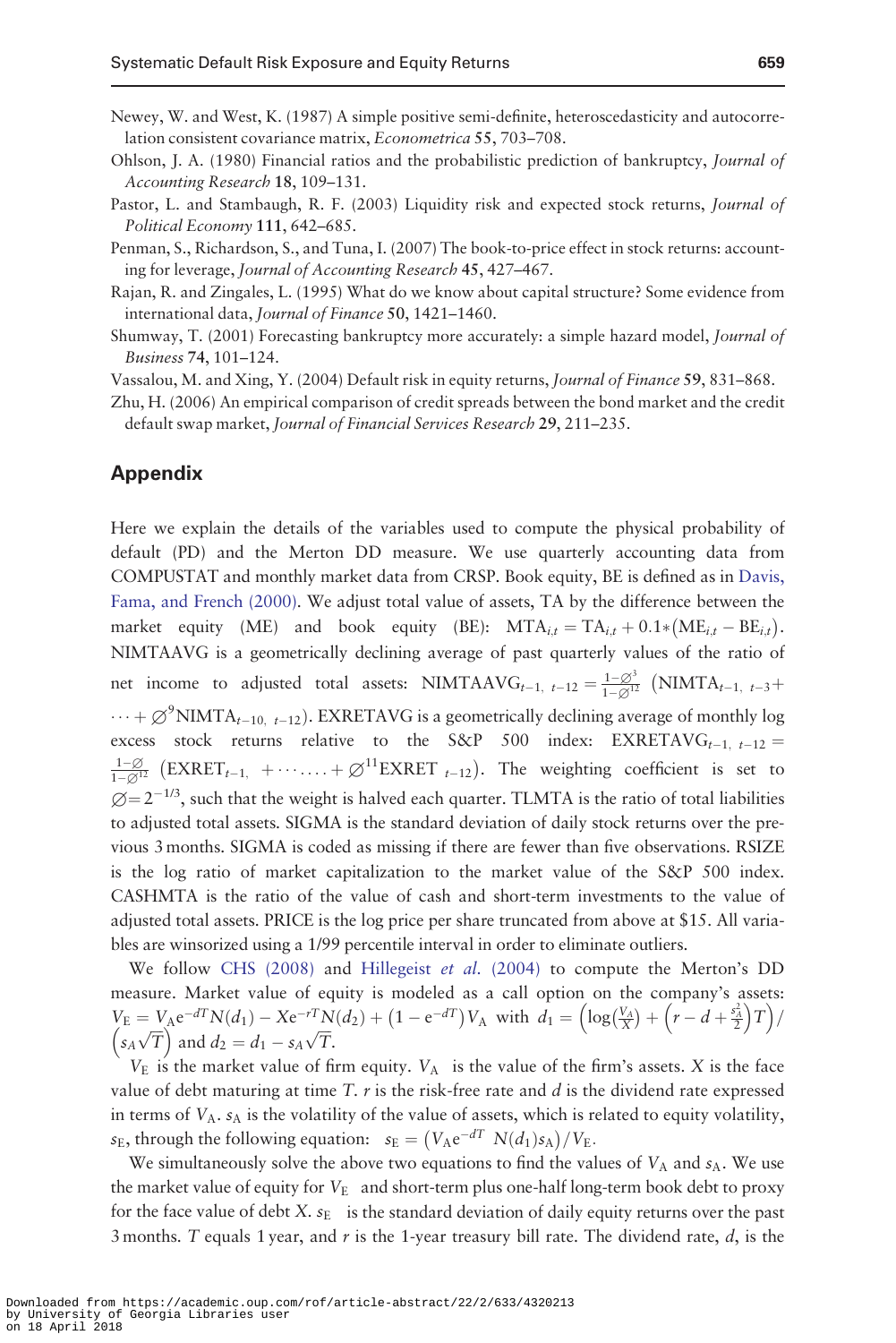Newey, W. and West, K. (1987) A simple positive semi-definite, heteroscedasticity and autocorrelation consistent covariance matrix, *Econometrica* **55**, 703–708.

Ohlson, J. A. (1980) Financial ratios and the probabilistic prediction of bankruptcy, *Journal of Accounting Research* **18**, 109–131.

Pastor, L. and Stambaugh, R. F. (2003) Liquidity risk and expected stock returns, *Journal of Political Economy* **111**, 642–685.

Penman, S., Richardson, S., and Tuna, I. (2007) The book-to-price effect in stock returns: accounting for leverage, *Journal of Accounting Research* **45**, 427–467.

Rajan, R. and Zingales, L. (1995) What do we know about capital structure? Some evidence from international data, *Journal of Finance* **50**, 1421–1460.

Shumway, T. (2001) Forecasting bankruptcy more accurately: a simple hazard model, *Journal of Business* **74**, 101–124.

Vassalou, M. and Xing, Y. (2004) Default risk in equity returns, *Journal of Finance* **59**, 831–868.

Zhu, H. (2006) An empirical comparison of credit spreads between the bond market and the credit default swap market, *Journal of Financial Services Research* **29**, 211–235.

## Appendix

Here we explain the details of the variables used to compute the physical probability of default (PD) and the Merton DD measure. We use quarterly accounting data from COMPUSTAT and monthly market data from CRSP. Book equity, BE is defined as in Davis, Fama, and French (2000). We adjust total value of assets, TA by the difference between the market equity (ME) and book equity (BE): $\text{MTA}_{i,t} = \text{TA}_{i,t} + 0.1*(\text{ME}_{i,t} - \text{BE}_{i,t})$. NIMTAAVG is a geometrically declining average of past quarterly values of the ratio of net income to adjusted total assets: $\text{NIMTAAVG}_{t-1,\ t-12} = \frac{1-\varnothing^3}{1-\varnothing^{12}}\left(\text{NIMTA}_{t-1,\ t-3} + \cdots + \varnothing^9\text{NIMTA}_{t-10,\ t-12}\right)$. EXRETAVG is a geometrically declining average of monthly log excess stock returns relative to the S&P 500 index: $\text{EXRETAVG}_{t-1,\ t-12} = \frac{1-\varnothing}{1-\varnothing^{12}}\left(\text{EXRET}_{t-1,} + \cdots\cdots + \varnothing^{11}\text{EXRET}_{\ t-12}\right)$. The weighting coefficient is set to $\varnothing = 2^{-1/3}$, such that the weight is halved each quarter. TLMTA is the ratio of total liabilities to adjusted total assets. SIGMA is the standard deviation of daily stock returns over the previous 3 months. SIGMA is coded as missing if there are fewer than five observations. RSIZE is the log ratio of market capitalization to the market value of the S&P 500 index. CASHMTA is the ratio of the value of cash and short-term investments to the value of adjusted total assets. PRICE is the log price per share truncated from above at \$15. All variables are winsorized using a 1/99 percentile interval in order to eliminate outliers.

We follow CHS (2008) and Hillegeist *et al.* (2004) to compute the Merton's DD measure. Market value of equity is modeled as a call option on the company's assets: $V_E = V_A e^{-dT}N(d_1) - Xe^{-rT}N(d_2) + (1 - e^{-dT})V_A$ with $d_1 = \left(\log\left(\frac{V_A}{X}\right) + \left(r - d + \frac{s_A^2}{2}\right)T\right) / \left(s_A\sqrt{T}\right)$ and $d_2 = d_1 - s_A\sqrt{T}$.

$V_E$ is the market value of firm equity. $V_A$ is the value of the firm's assets. $X$ is the face value of debt maturing at time $T$. $r$ is the risk-free rate and $d$ is the dividend rate expressed in terms of $V_A$. $s_A$ is the volatility of the value of assets, which is related to equity volatility, $s_E$, through the following equation: $s_E = \left(V_A e^{-dT}\ N(d_1)s_A\right)/V_E$.

We simultaneously solve the above two equations to find the values of $V_A$ and $s_A$. We use the market value of equity for $V_E$ and short-term plus one-half long-term book debt to proxy for the face value of debt $X$. $s_E$ is the standard deviation of daily equity returns over the past 3 months. $T$ equals 1 year, and $r$ is the 1-year treasury bill rate. The dividend rate, $d$, is the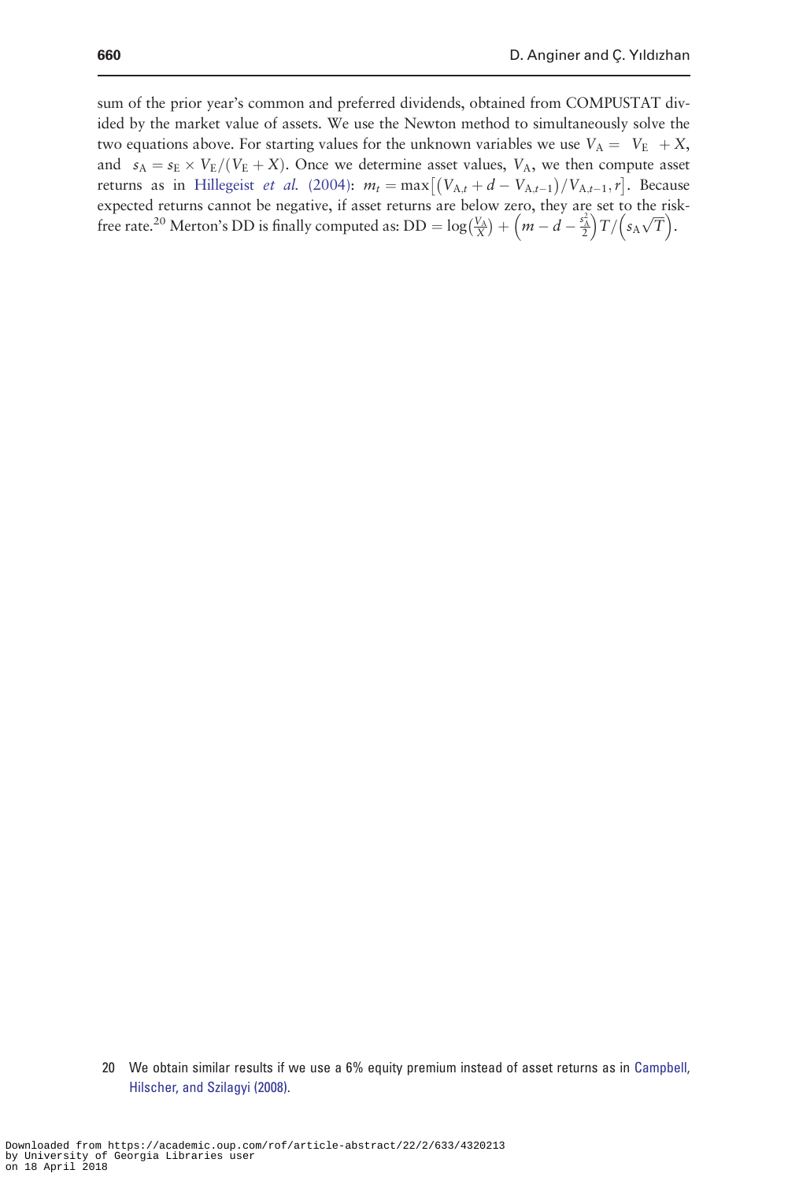sum of the prior year's common and preferred dividends, obtained from COMPUSTAT divided by the market value of assets. We use the Newton method to simultaneously solve the two equations above. For starting values for the unknown variables we use $V_A = V_E + X$, and $s_A = s_E \times V_E/(V_E + X)$. Once we determine asset values, $V_A$, we then compute asset returns as in Hillegeist *et al.* (2004): $m_t = \max\left[\left(V_{A,t} + d - V_{A,t-1}\right)/V_{A,t-1}, r\right]$. Because expected returns cannot be negative, if asset returns are below zero, they are set to the risk-free rate.[20] Merton's DD is finally computed as: $\text{DD} = \log\left(\frac{V_A}{X}\right) + \left(m - d - \frac{s_A^2}{2}\right)T/\left(s_A\sqrt{T}\right)$.

20 We obtain similar results if we use a 6% equity premium instead of asset returns as in Campbell, Hilscher, and Szilagyi (2008).